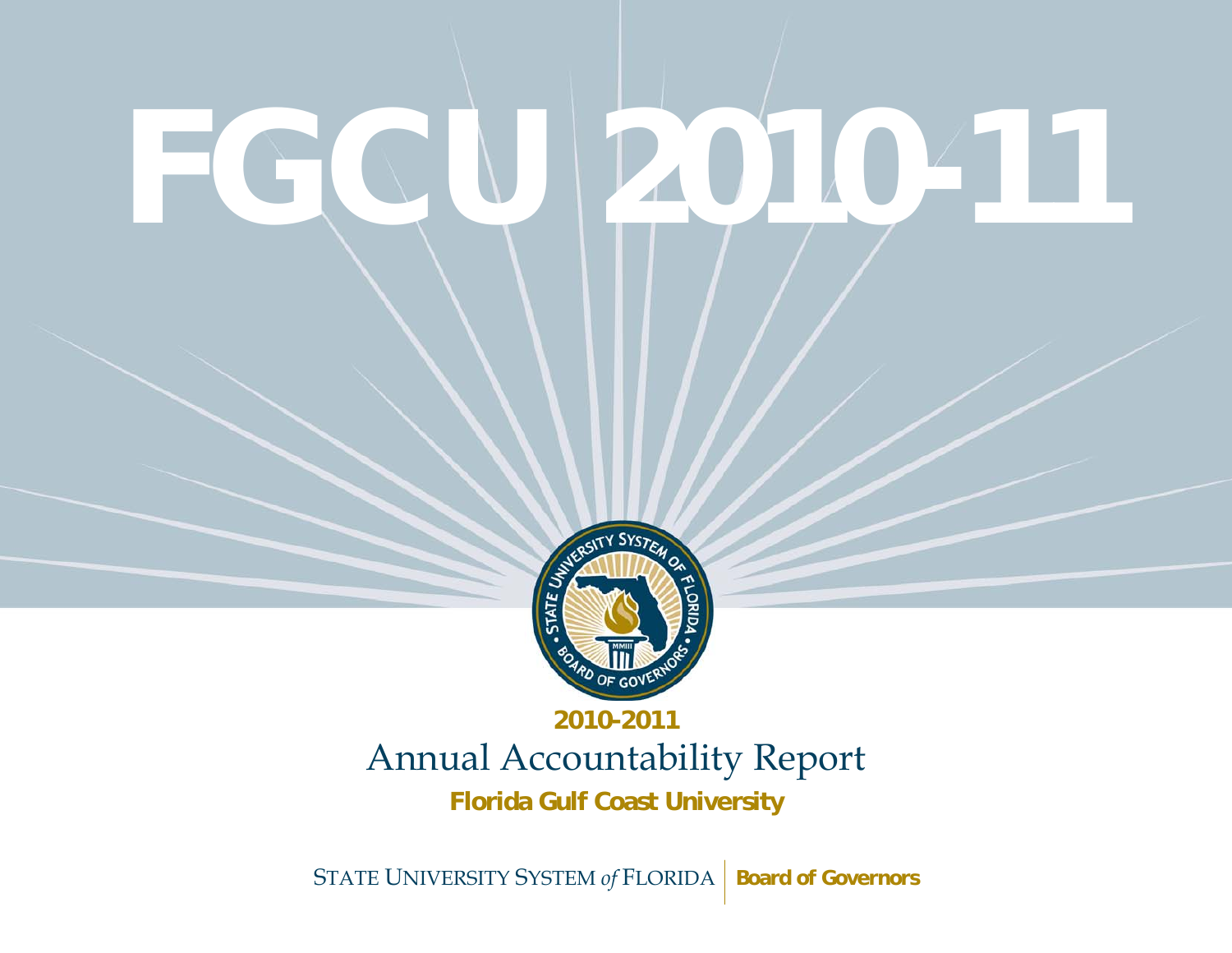# FGCU 2010-11

**2010-2011**

## Annual Accountability Report

**Florida Gulf Coast University**

STATE UNIVERSITY SYSTEM *of* FLORIDA | **Board of Governors**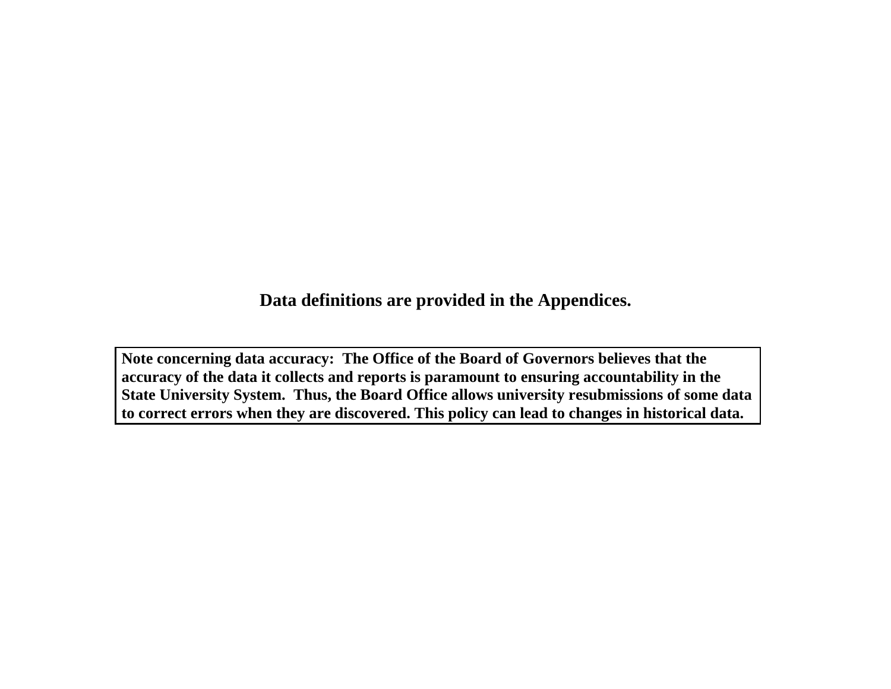**Data definitions are provided in the Appendices.**

**Note concerning data accuracy: The Office of the Board of Governors believes that the accuracy of the data it collects and reports is paramount to ensuring accountability in the State University System. Thus, the Board Office allows university resubmissions of some data to correct errors when they are discovered. This policy can lead to changes in historical data.**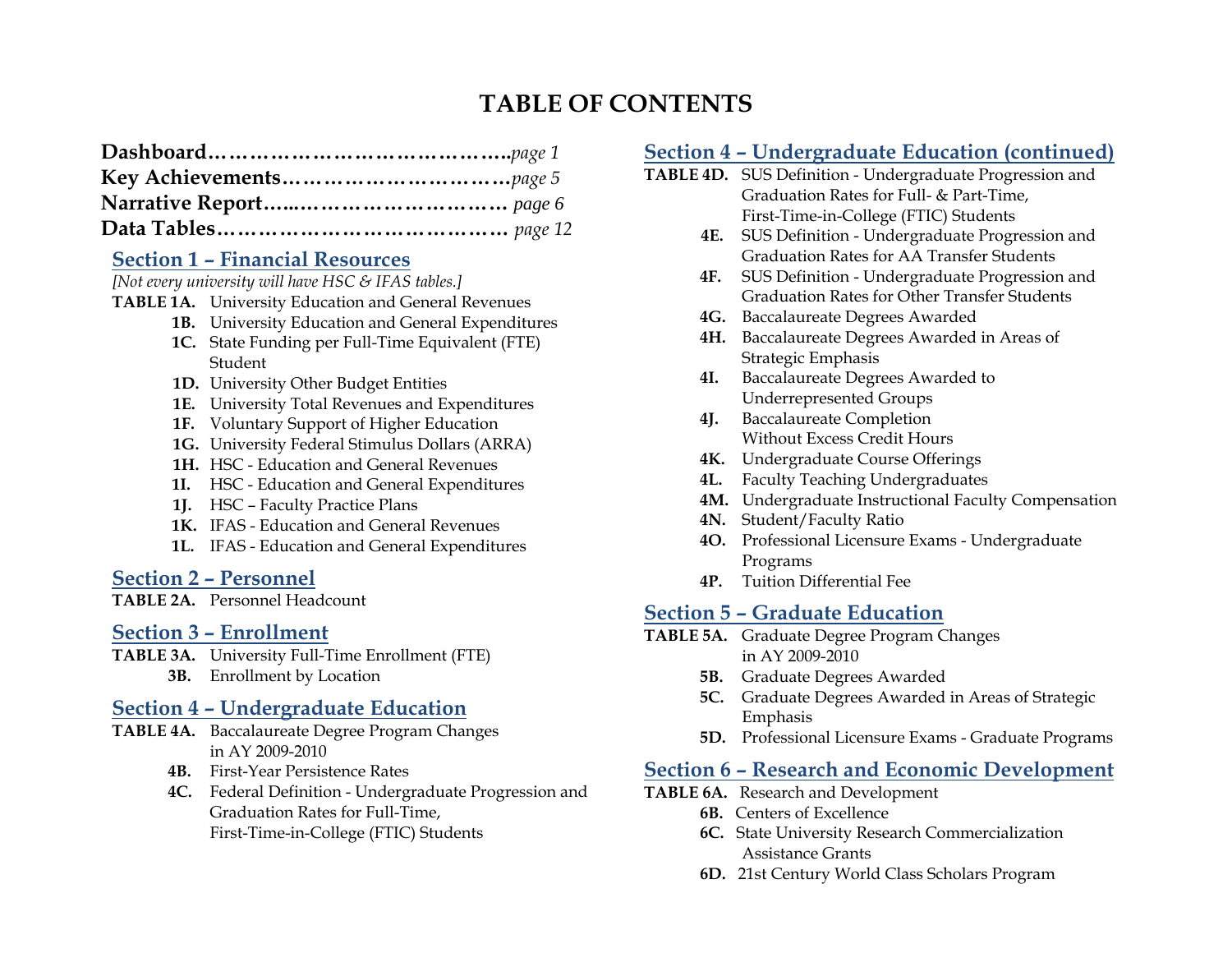# TABLE OF CONTENTS

**Dashboard**……………………………………..*page 1*
**Key Achievements**……………………………*page 5*
**Narrative Report**…..………………………… *page 6*
**Data Tables**…………………………………… *page 12*

## Section 1 – Financial Resources

*[Not every university will have HSC & IFAS tables.]*

**TABLE 1A.** University Education and General Revenues
**1B.** University Education and General Expenditures
**1C.** State Funding per Full-Time Equivalent (FTE) Student
**1D.** University Other Budget Entities
**1E.** University Total Revenues and Expenditures
**1F.** Voluntary Support of Higher Education
**1G.** University Federal Stimulus Dollars (ARRA)
**1H.** HSC - Education and General Revenues
**1I.** HSC - Education and General Expenditures
**1J.** HSC – Faculty Practice Plans
**1K.** IFAS - Education and General Revenues
**1L.** IFAS - Education and General Expenditures

## Section 2 – Personnel

**TABLE 2A.** Personnel Headcount

## Section 3 – Enrollment

**TABLE 3A.** University Full-Time Enrollment (FTE)
**3B.** Enrollment by Location

## Section 4 – Undergraduate Education

**TABLE 4A.** Baccalaureate Degree Program Changes in AY 2009-2010
**4B.** First-Year Persistence Rates
**4C.** Federal Definition - Undergraduate Progression and Graduation Rates for Full-Time, First-Time-in-College (FTIC) Students

## Section 4 – Undergraduate Education (continued)

**TABLE 4D.** SUS Definition - Undergraduate Progression and Graduation Rates for Full- & Part-Time, First-Time-in-College (FTIC) Students
**4E.** SUS Definition - Undergraduate Progression and Graduation Rates for AA Transfer Students
**4F.** SUS Definition - Undergraduate Progression and Graduation Rates for Other Transfer Students
**4G.** Baccalaureate Degrees Awarded
**4H.** Baccalaureate Degrees Awarded in Areas of Strategic Emphasis
**4I.** Baccalaureate Degrees Awarded to Underrepresented Groups
**4J.** Baccalaureate Completion Without Excess Credit Hours
**4K.** Undergraduate Course Offerings
**4L.** Faculty Teaching Undergraduates
**4M.** Undergraduate Instructional Faculty Compensation
**4N.** Student/Faculty Ratio
**4O.** Professional Licensure Exams - Undergraduate Programs
**4P.** Tuition Differential Fee

## Section 5 – Graduate Education

**TABLE 5A.** Graduate Degree Program Changes in AY 2009-2010
**5B.** Graduate Degrees Awarded
**5C.** Graduate Degrees Awarded in Areas of Strategic Emphasis
**5D.** Professional Licensure Exams - Graduate Programs

## Section 6 – Research and Economic Development

**TABLE 6A.** Research and Development
**6B.** Centers of Excellence
**6C.** State University Research Commercialization Assistance Grants
**6D.** 21st Century World Class Scholars Program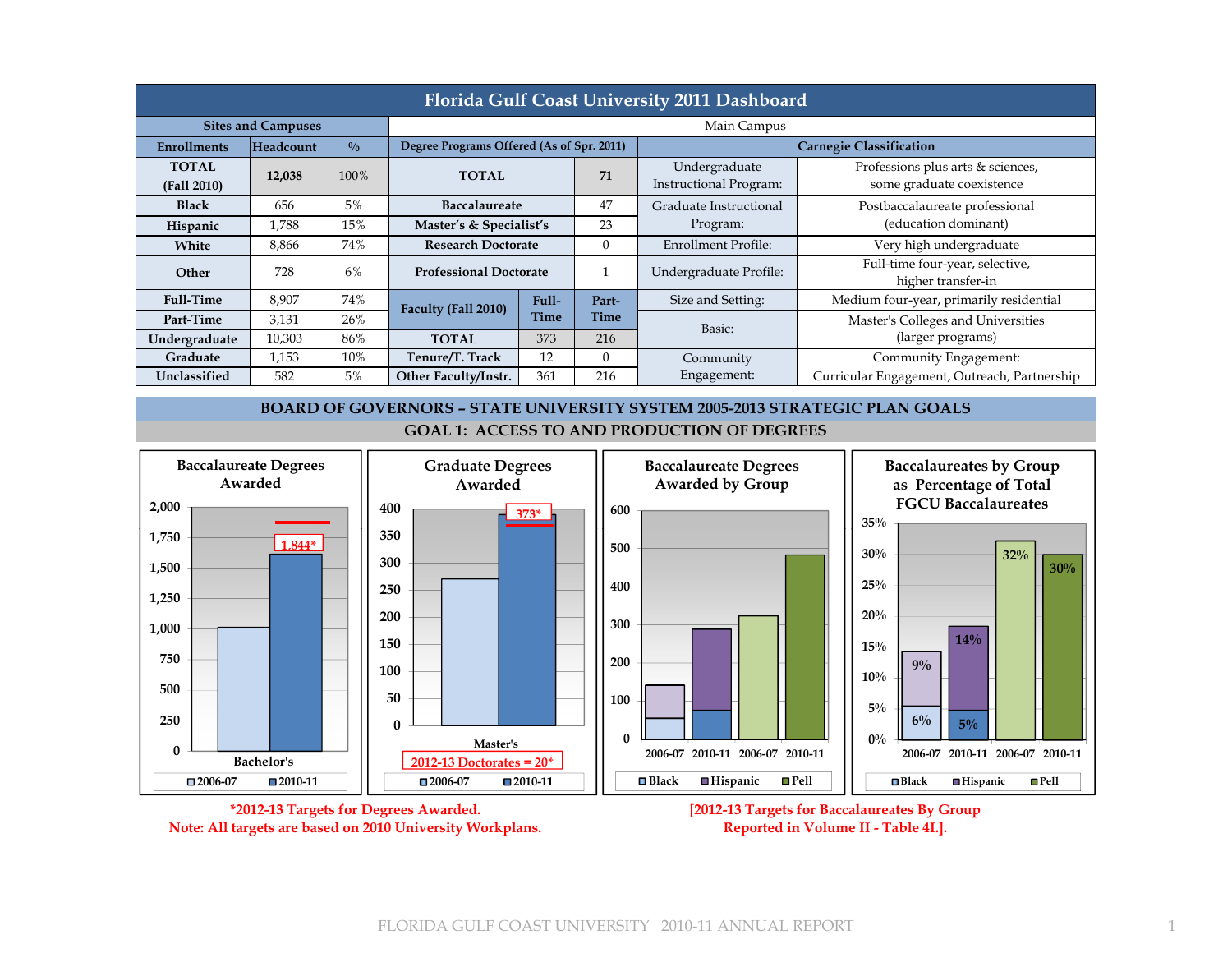# Florida Gulf Coast University 2011 Dashboard

| Sites and Campuses | | | Main Campus | | | | |
|---|---|---|---|---|---|---|---|
| **Enrollments** | **Headcount** | **%** | **Degree Programs Offered (As of Spr. 2011)** | | | **Carnegie Classification** | |
| **TOTAL (Fall 2010)** | **12,038** | 100% | **TOTAL** | | **71** | Undergraduate Instructional Program: | Professions plus arts & sciences, some graduate coexistence |
| **Black** | 656 | 5% | **Baccalaureate** | | 47 | Graduate Instructional Program: | Postbaccalaureate professional (education dominant) |
| **Hispanic** | 1,788 | 15% | **Master's & Specialist's** | | 23 | | |
| **White** | 8,866 | 74% | **Research Doctorate** | | 0 | Enrollment Profile: | Very high undergraduate |
| **Other** | 728 | 6% | **Professional Doctorate** | | 1 | Undergraduate Profile: | Full-time four-year, selective, higher transfer-in |
| **Full-Time** | 8,907 | 74% | **Faculty (Fall 2010)** | **Full-Time** | **Part-Time** | Size and Setting: | Medium four-year, primarily residential |
| **Part-Time** | 3,131 | 26% | | | | Basic: | Master's Colleges and Universities (larger programs) |
| **Undergraduate** | 10,303 | 86% | **TOTAL** | 373 | 216 | | |
| **Graduate** | 1,153 | 10% | **Tenure/T. Track** | 12 | 0 | Community Engagement: | Community Engagement: Curricular Engagement, Outreach, Partnership |
| **Unclassified** | 582 | 5% | **Other Faculty/Instr.** | 361 | 216 | | |

## BOARD OF GOVERNORS – STATE UNIVERSITY SYSTEM 2005-2013 STRATEGIC PLAN GOALS

### GOAL 1: ACCESS TO AND PRODUCTION OF DEGREES

**Baccalaureate Degrees Awarded**

2,000
1,750
1,500
1,250
1,000
750
500
250
0
1,844*
Bachelor's
2006-07 2010-11

**Graduate Degrees Awarded**

400
350
300
250
200
150
100
50
0
373*
Master's
2012-13 Doctorates = 20*
2006-07 2010-11

**Baccalaureate Degrees Awarded by Group**

600
500
400
300
200
100
0
2006-07 2010-11 2006-07 2010-11
Black Hispanic Pell

**Baccalaureates by Group as Percentage of Total FGCU Baccalaureates**

35%
30%
25%
20%
15%
10%
5%
0%
9% 6% 14% 5% 32% 30%
2006-07 2010-11 2006-07 2010-11
Black Hispanic Pell

*2012-13 Targets for Degrees Awarded.
Note: All targets are based on 2010 University Workplans.

[2012-13 Targets for Baccalaureates By Group Reported in Volume II - Table 4I.].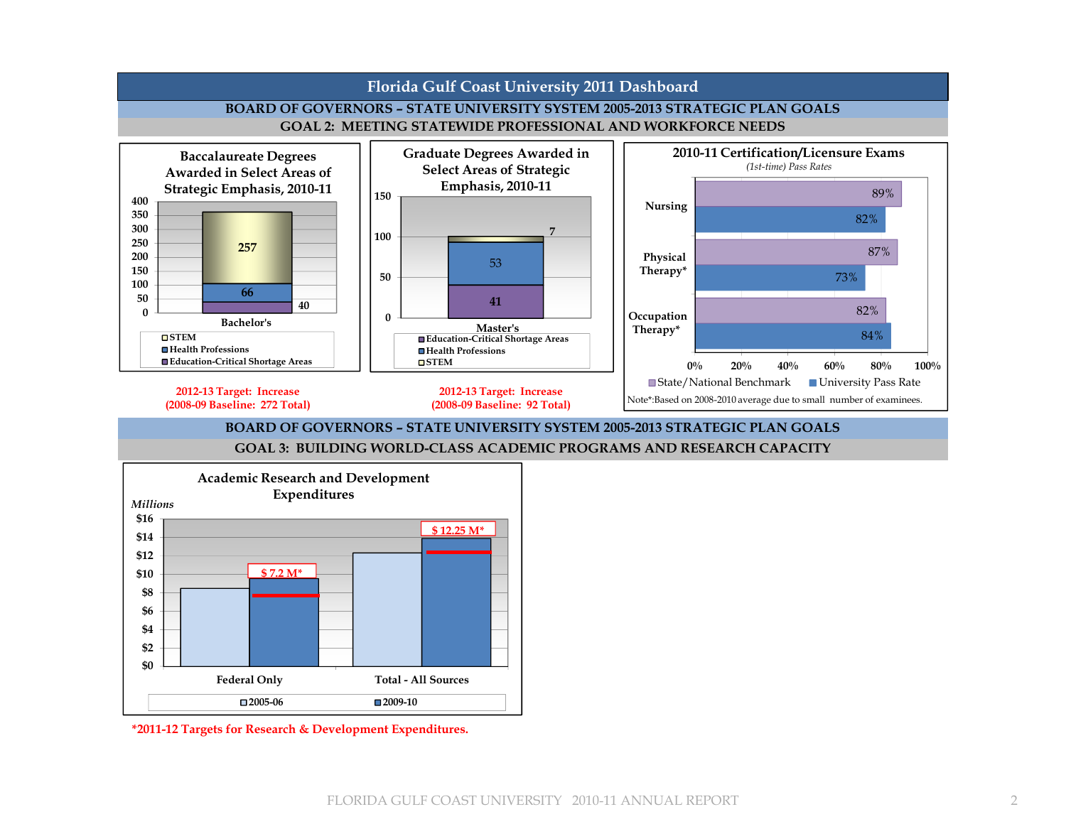# Florida Gulf Coast University 2011 Dashboard

## BOARD OF GOVERNORS – STATE UNIVERSITY SYSTEM 2005-2013 STRATEGIC PLAN GOALS

### GOAL 2: MEETING STATEWIDE PROFESSIONAL AND WORKFORCE NEEDS

**Baccalaureate Degrees Awarded in Select Areas of Strategic Emphasis, 2010-11**

400
350
300
250
200
150
100
50
0

257
66
40

Bachelor's

STEM
Health Professions
Education-Critical Shortage Areas

**2012-13 Target: Increase**
**(2008-09 Baseline: 272 Total)**

**Graduate Degrees Awarded in Select Areas of Strategic Emphasis, 2010-11**

150
100
50
0

7
53
41

Master's

Education-Critical Shortage Areas
Health Professions
STEM

**2012-13 Target: Increase**
**(2008-09 Baseline: 92 Total)**

**2010-11 Certification/Licensure Exams**

*(1st-time) Pass Rates*

Nursing
89%
82%

Physical Therapy*
87%
73%

Occupation Therapy*
82%
84%

0% 20% 40% 60% 80% 100%

State/National Benchmark
University Pass Rate

Note*:Based on 2008-2010 average due to small number of examinees.

## BOARD OF GOVERNORS – STATE UNIVERSITY SYSTEM 2005-2013 STRATEGIC PLAN GOALS

### GOAL 3: BUILDING WORLD-CLASS ACADEMIC PROGRAMS AND RESEARCH CAPACITY

**Academic Research and Development Expenditures**

*Millions*

$16
$14
$12
$10
$8
$6
$4
$2
$0

$ 7.2 M*
$ 12.25 M*

Federal Only
Total - All Sources

2005-06
2009-10

***2011-12 Targets for Research & Development Expenditures.**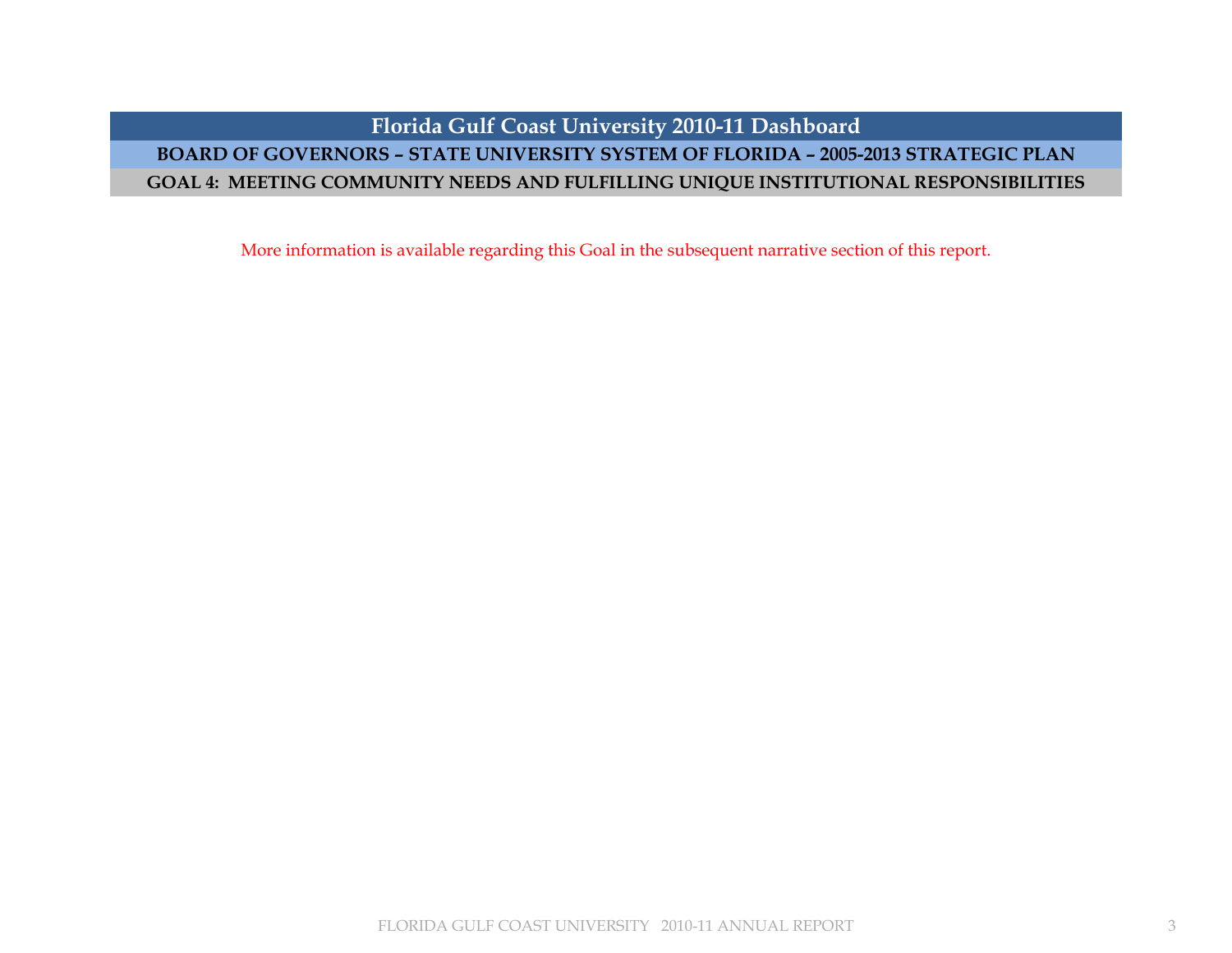# Florida Gulf Coast University 2010-11 Dashboard

## BOARD OF GOVERNORS – STATE UNIVERSITY SYSTEM OF FLORIDA – 2005-2013 STRATEGIC PLAN

### GOAL 4: MEETING COMMUNITY NEEDS AND FULFILLING UNIQUE INSTITUTIONAL RESPONSIBILITIES

More information is available regarding this Goal in the subsequent narrative section of this report.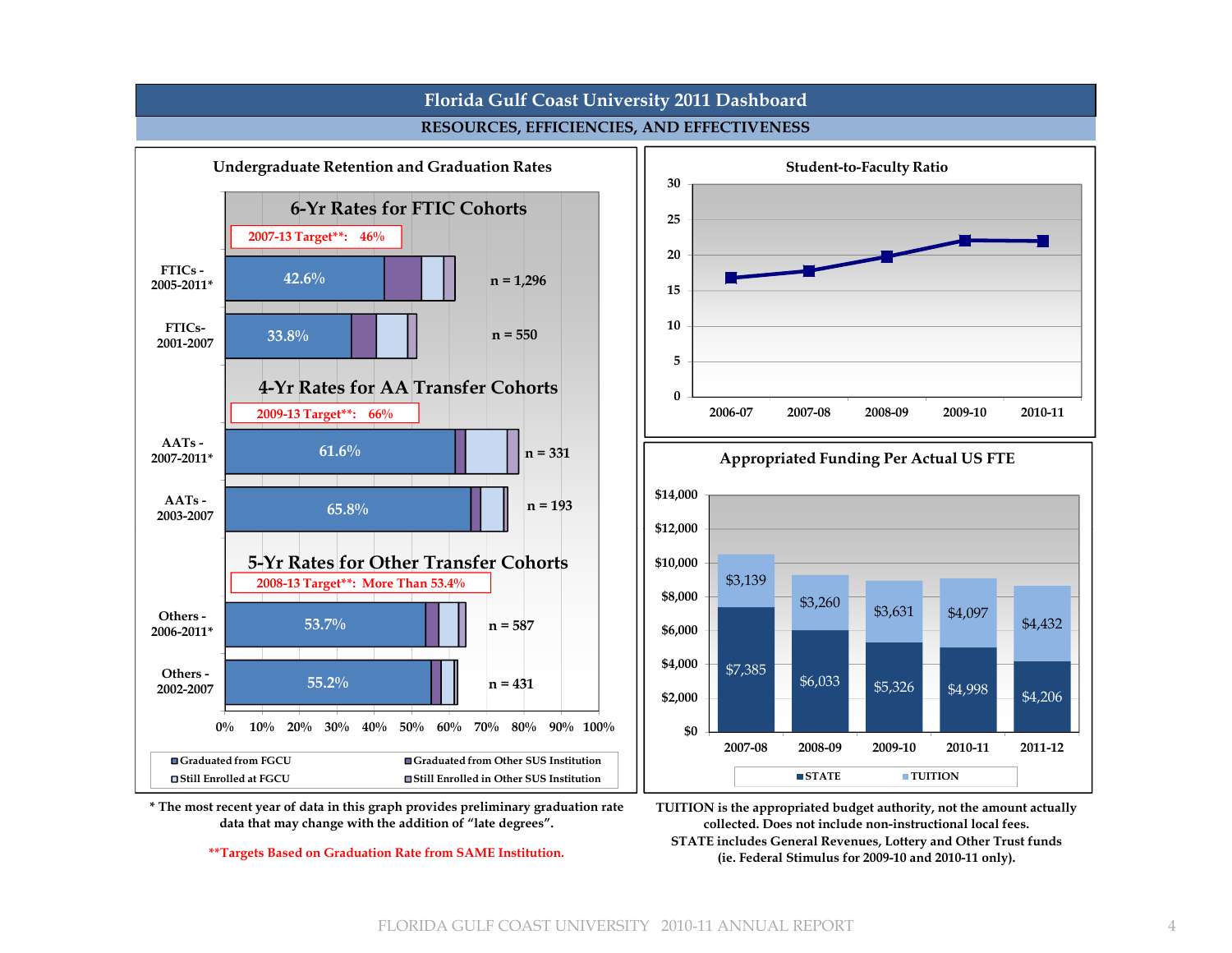# Florida Gulf Coast University 2011 Dashboard

## RESOURCES, EFFICIENCIES, AND EFFECTIVENESS

### Undergraduate Retention and Graduation Rates

**6-Yr Rates for FTIC Cohorts**

2007-13 Target**: 46%

FTICs - 2005-2011* 42.6% n = 1,296

FTICs- 2001-2007 33.8% n = 550

**4-Yr Rates for AA Transfer Cohorts**

2009-13 Target**: 66%

AATs - 2007-2011* 61.6% n = 331

AATs - 2003-2007 65.8% n = 193

**5-Yr Rates for Other Transfer Cohorts**

2008-13 Target**: More Than 53.4%

Others - 2006-2011* 53.7% n = 587

Others - 2002-2007 55.2% n = 431

0% 10% 20% 30% 40% 50% 60% 70% 80% 90% 100%

Graduated from FGCU
Graduated from Other SUS Institution
Still Enrolled at FGCU
Still Enrolled in Other SUS Institution

* The most recent year of data in this graph provides preliminary graduation rate data that may change with the addition of "late degrees".

**Targets Based on Graduation Rate from SAME Institution.

### Student-to-Faculty Ratio

30
25
20
15
10
5
0

2006-07 2007-08 2008-09 2009-10 2010-11

### Appropriated Funding Per Actual US FTE

$14,000
$12,000
$10,000
$8,000
$6,000
$4,000
$2,000
$0

2007-08: $7,385 / $3,139
2008-09: $6,033 / $3,260
2009-10: $5,326 / $3,631
2010-11: $4,998 / $4,097
2011-12: $4,206 / $4,432

STATE TUITION

TUITION is the appropriated budget authority, not the amount actually collected. Does not include non-instructional local fees.
STATE includes General Revenues, Lottery and Other Trust funds (ie. Federal Stimulus for 2009-10 and 2010-11 only).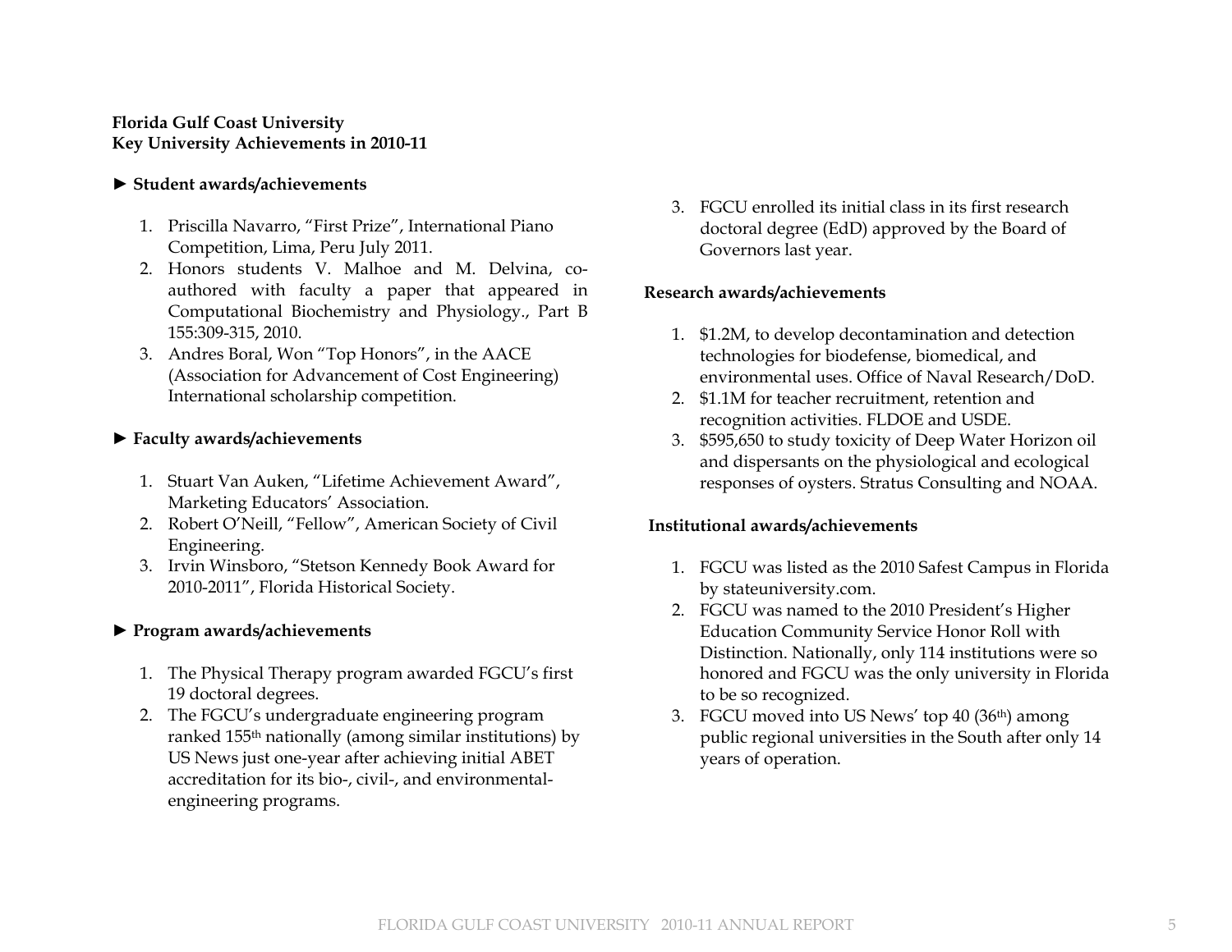**Florida Gulf Coast University**
**Key University Achievements in 2010-11**

► **Student awards/achievements**

1. Priscilla Navarro, "First Prize", International Piano Competition, Lima, Peru July 2011.
2. Honors students V. Malhoe and M. Delvina, co-authored with faculty a paper that appeared in Computational Biochemistry and Physiology., Part B 155:309-315, 2010.
3. Andres Boral, Won "Top Honors", in the AACE (Association for Advancement of Cost Engineering) International scholarship competition.

► **Faculty awards/achievements**

1. Stuart Van Auken, "Lifetime Achievement Award", Marketing Educators' Association.
2. Robert O'Neill, "Fellow", American Society of Civil Engineering.
3. Irvin Winsboro, "Stetson Kennedy Book Award for 2010-2011", Florida Historical Society.

► **Program awards/achievements**

1. The Physical Therapy program awarded FGCU's first 19 doctoral degrees.
2. The FGCU's undergraduate engineering program ranked 155th nationally (among similar institutions) by US News just one-year after achieving initial ABET accreditation for its bio-, civil-, and environmental-engineering programs.
3. FGCU enrolled its initial class in its first research doctoral degree (EdD) approved by the Board of Governors last year.

**Research awards/achievements**

1. \$1.2M, to develop decontamination and detection technologies for biodefense, biomedical, and environmental uses. Office of Naval Research/DoD.
2. \$1.1M for teacher recruitment, retention and recognition activities. FLDOE and USDE.
3. \$595,650 to study toxicity of Deep Water Horizon oil and dispersants on the physiological and ecological responses of oysters. Stratus Consulting and NOAA.

**Institutional awards/achievements**

1. FGCU was listed as the 2010 Safest Campus in Florida by stateuniversity.com.
2. FGCU was named to the 2010 President's Higher Education Community Service Honor Roll with Distinction. Nationally, only 114 institutions were so honored and FGCU was the only university in Florida to be so recognized.
3. FGCU moved into US News' top 40 (36th) among public regional universities in the South after only 14 years of operation.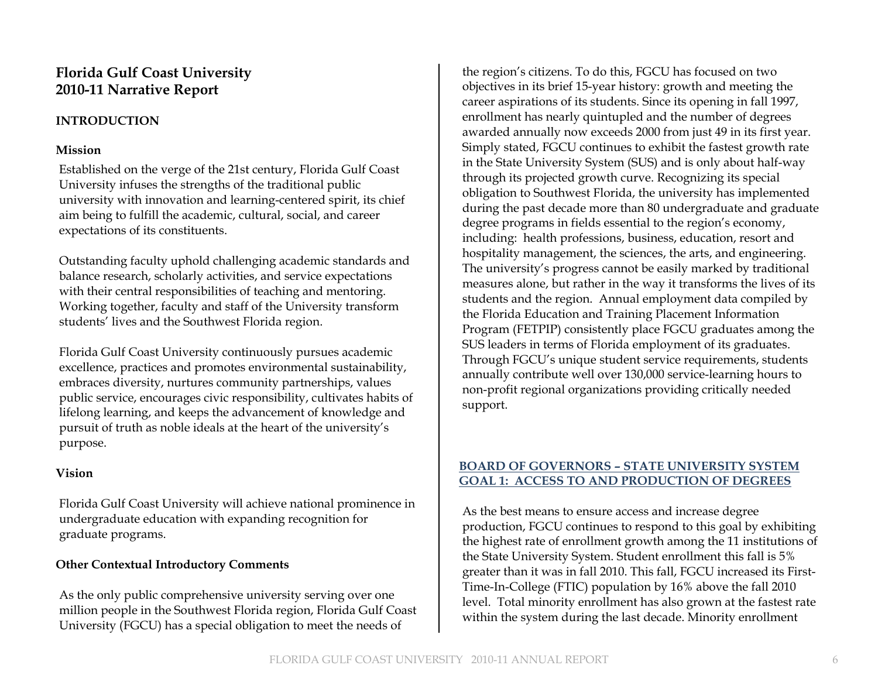# Florida Gulf Coast University 2010-11 Narrative Report

## INTRODUCTION

### Mission

Established on the verge of the 21st century, Florida Gulf Coast University infuses the strengths of the traditional public university with innovation and learning-centered spirit, its chief aim being to fulfill the academic, cultural, social, and career expectations of its constituents.

Outstanding faculty uphold challenging academic standards and balance research, scholarly activities, and service expectations with their central responsibilities of teaching and mentoring. Working together, faculty and staff of the University transform students' lives and the Southwest Florida region.

Florida Gulf Coast University continuously pursues academic excellence, practices and promotes environmental sustainability, embraces diversity, nurtures community partnerships, values public service, encourages civic responsibility, cultivates habits of lifelong learning, and keeps the advancement of knowledge and pursuit of truth as noble ideals at the heart of the university's purpose.

### Vision

Florida Gulf Coast University will achieve national prominence in undergraduate education with expanding recognition for graduate programs.

### Other Contextual Introductory Comments

As the only public comprehensive university serving over one million people in the Southwest Florida region, Florida Gulf Coast University (FGCU) has a special obligation to meet the needs of the region's citizens. To do this, FGCU has focused on two objectives in its brief 15-year history: growth and meeting the career aspirations of its students. Since its opening in fall 1997, enrollment has nearly quintupled and the number of degrees awarded annually now exceeds 2000 from just 49 in its first year. Simply stated, FGCU continues to exhibit the fastest growth rate in the State University System (SUS) and is only about half-way through its projected growth curve. Recognizing its special obligation to Southwest Florida, the university has implemented during the past decade more than 80 undergraduate and graduate degree programs in fields essential to the region's economy, including: health professions, business, education, resort and hospitality management, the sciences, the arts, and engineering. The university's progress cannot be easily marked by traditional measures alone, but rather in the way it transforms the lives of its students and the region. Annual employment data compiled by the Florida Education and Training Placement Information Program (FETPIP) consistently place FGCU graduates among the SUS leaders in terms of Florida employment of its graduates. Through FGCU's unique student service requirements, students annually contribute well over 130,000 service-learning hours to non-profit regional organizations providing critically needed support.

## BOARD OF GOVERNORS – STATE UNIVERSITY SYSTEM GOAL 1: ACCESS TO AND PRODUCTION OF DEGREES

As the best means to ensure access and increase degree production, FGCU continues to respond to this goal by exhibiting the highest rate of enrollment growth among the 11 institutions of the State University System. Student enrollment this fall is 5% greater than it was in fall 2010. This fall, FGCU increased its First-Time-In-College (FTIC) population by 16% above the fall 2010 level. Total minority enrollment has also grown at the fastest rate within the system during the last decade. Minority enrollment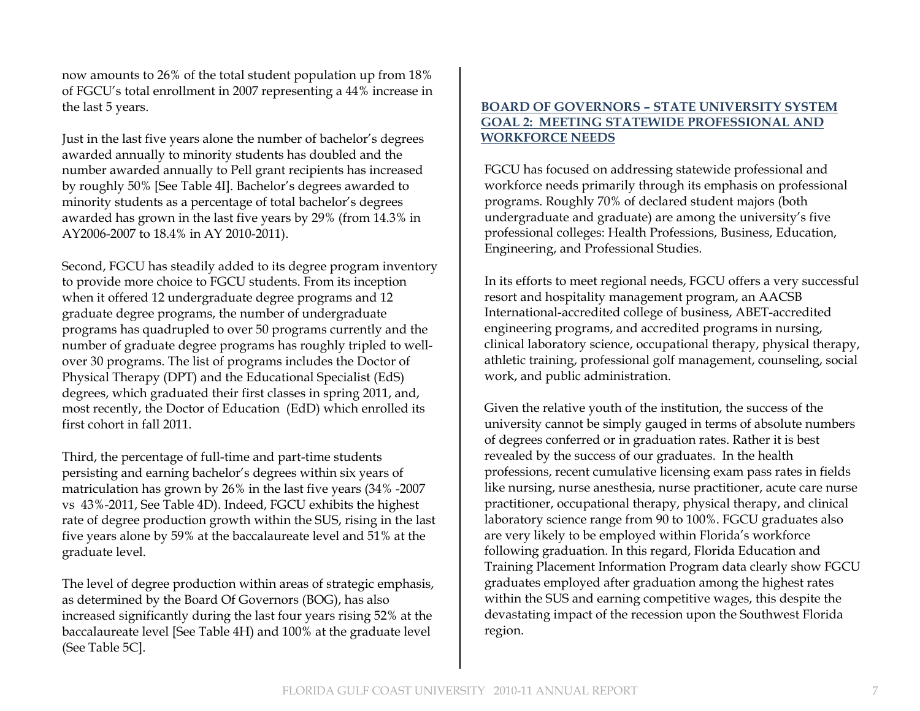now amounts to 26% of the total student population up from 18% of FGCU's total enrollment in 2007 representing a 44% increase in the last 5 years.

Just in the last five years alone the number of bachelor's degrees awarded annually to minority students has doubled and the number awarded annually to Pell grant recipients has increased by roughly 50% [See Table 4I]. Bachelor's degrees awarded to minority students as a percentage of total bachelor's degrees awarded has grown in the last five years by 29% (from 14.3% in AY2006-2007 to 18.4% in AY 2010-2011).

Second, FGCU has steadily added to its degree program inventory to provide more choice to FGCU students. From its inception when it offered 12 undergraduate degree programs and 12 graduate degree programs, the number of undergraduate programs has quadrupled to over 50 programs currently and the number of graduate degree programs has roughly tripled to well-over 30 programs. The list of programs includes the Doctor of Physical Therapy (DPT) and the Educational Specialist (EdS) degrees, which graduated their first classes in spring 2011, and, most recently, the Doctor of Education (EdD) which enrolled its first cohort in fall 2011.

Third, the percentage of full-time and part-time students persisting and earning bachelor's degrees within six years of matriculation has grown by 26% in the last five years (34% -2007 vs 43%-2011, See Table 4D). Indeed, FGCU exhibits the highest rate of degree production growth within the SUS, rising in the last five years alone by 59% at the baccalaureate level and 51% at the graduate level.

The level of degree production within areas of strategic emphasis, as determined by the Board Of Governors (BOG), has also increased significantly during the last four years rising 52% at the baccalaureate level [See Table 4H) and 100% at the graduate level (See Table 5C].

## BOARD OF GOVERNORS – STATE UNIVERSITY SYSTEM GOAL 2: MEETING STATEWIDE PROFESSIONAL AND WORKFORCE NEEDS

FGCU has focused on addressing statewide professional and workforce needs primarily through its emphasis on professional programs. Roughly 70% of declared student majors (both undergraduate and graduate) are among the university's five professional colleges: Health Professions, Business, Education, Engineering, and Professional Studies.

In its efforts to meet regional needs, FGCU offers a very successful resort and hospitality management program, an AACSB International-accredited college of business, ABET-accredited engineering programs, and accredited programs in nursing, clinical laboratory science, occupational therapy, physical therapy, athletic training, professional golf management, counseling, social work, and public administration.

Given the relative youth of the institution, the success of the university cannot be simply gauged in terms of absolute numbers of degrees conferred or in graduation rates. Rather it is best revealed by the success of our graduates. In the health professions, recent cumulative licensing exam pass rates in fields like nursing, nurse anesthesia, nurse practitioner, acute care nurse practitioner, occupational therapy, physical therapy, and clinical laboratory science range from 90 to 100%. FGCU graduates also are very likely to be employed within Florida's workforce following graduation. In this regard, Florida Education and Training Placement Information Program data clearly show FGCU graduates employed after graduation among the highest rates within the SUS and earning competitive wages, this despite the devastating impact of the recession upon the Southwest Florida region.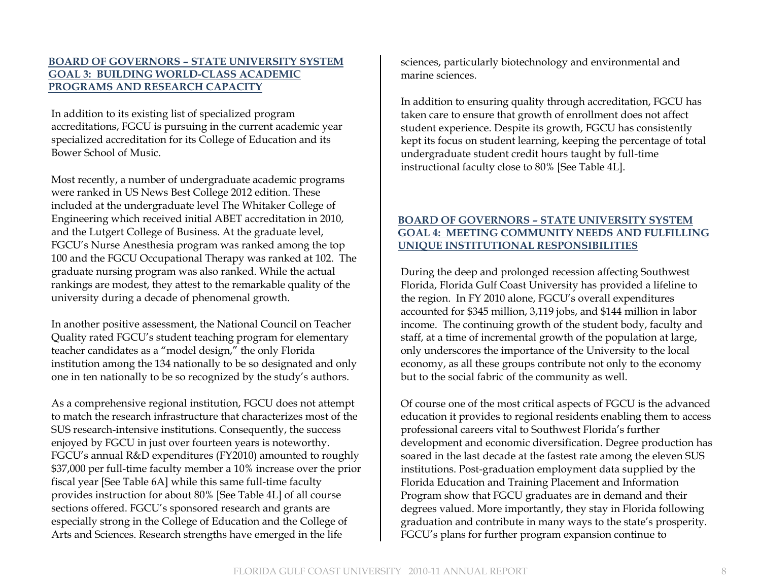## BOARD OF GOVERNORS – STATE UNIVERSITY SYSTEM GOAL 3: BUILDING WORLD-CLASS ACADEMIC PROGRAMS AND RESEARCH CAPACITY

In addition to its existing list of specialized program accreditations, FGCU is pursuing in the current academic year specialized accreditation for its College of Education and its Bower School of Music.

Most recently, a number of undergraduate academic programs were ranked in US News Best College 2012 edition. These included at the undergraduate level The Whitaker College of Engineering which received initial ABET accreditation in 2010, and the Lutgert College of Business. At the graduate level, FGCU's Nurse Anesthesia program was ranked among the top 100 and the FGCU Occupational Therapy was ranked at 102. The graduate nursing program was also ranked. While the actual rankings are modest, they attest to the remarkable quality of the university during a decade of phenomenal growth.

In another positive assessment, the National Council on Teacher Quality rated FGCU's student teaching program for elementary teacher candidates as a "model design," the only Florida institution among the 134 nationally to be so designated and only one in ten nationally to be so recognized by the study's authors.

As a comprehensive regional institution, FGCU does not attempt to match the research infrastructure that characterizes most of the SUS research-intensive institutions. Consequently, the success enjoyed by FGCU in just over fourteen years is noteworthy. FGCU's annual R&D expenditures (FY2010) amounted to roughly $37,000 per full-time faculty member a 10% increase over the prior fiscal year [See Table 6A] while this same full-time faculty provides instruction for about 80% [See Table 4L] of all course sections offered. FGCU's sponsored research and grants are especially strong in the College of Education and the College of Arts and Sciences. Research strengths have emerged in the life sciences, particularly biotechnology and environmental and marine sciences.

In addition to ensuring quality through accreditation, FGCU has taken care to ensure that growth of enrollment does not affect student experience. Despite its growth, FGCU has consistently kept its focus on student learning, keeping the percentage of total undergraduate student credit hours taught by full-time instructional faculty close to 80% [See Table 4L].

## BOARD OF GOVERNORS – STATE UNIVERSITY SYSTEM GOAL 4: MEETING COMMUNITY NEEDS AND FULFILLING UNIQUE INSTITUTIONAL RESPONSIBILITIES

During the deep and prolonged recession affecting Southwest Florida, Florida Gulf Coast University has provided a lifeline to the region. In FY 2010 alone, FGCU's overall expenditures accounted for $345 million, 3,119 jobs, and $144 million in labor income. The continuing growth of the student body, faculty and staff, at a time of incremental growth of the population at large, only underscores the importance of the University to the local economy, as all these groups contribute not only to the economy but to the social fabric of the community as well.

Of course one of the most critical aspects of FGCU is the advanced education it provides to regional residents enabling them to access professional careers vital to Southwest Florida's further development and economic diversification. Degree production has soared in the last decade at the fastest rate among the eleven SUS institutions. Post-graduation employment data supplied by the Florida Education and Training Placement and Information Program show that FGCU graduates are in demand and their degrees valued. More importantly, they stay in Florida following graduation and contribute in many ways to the state's prosperity. FGCU's plans for further program expansion continue to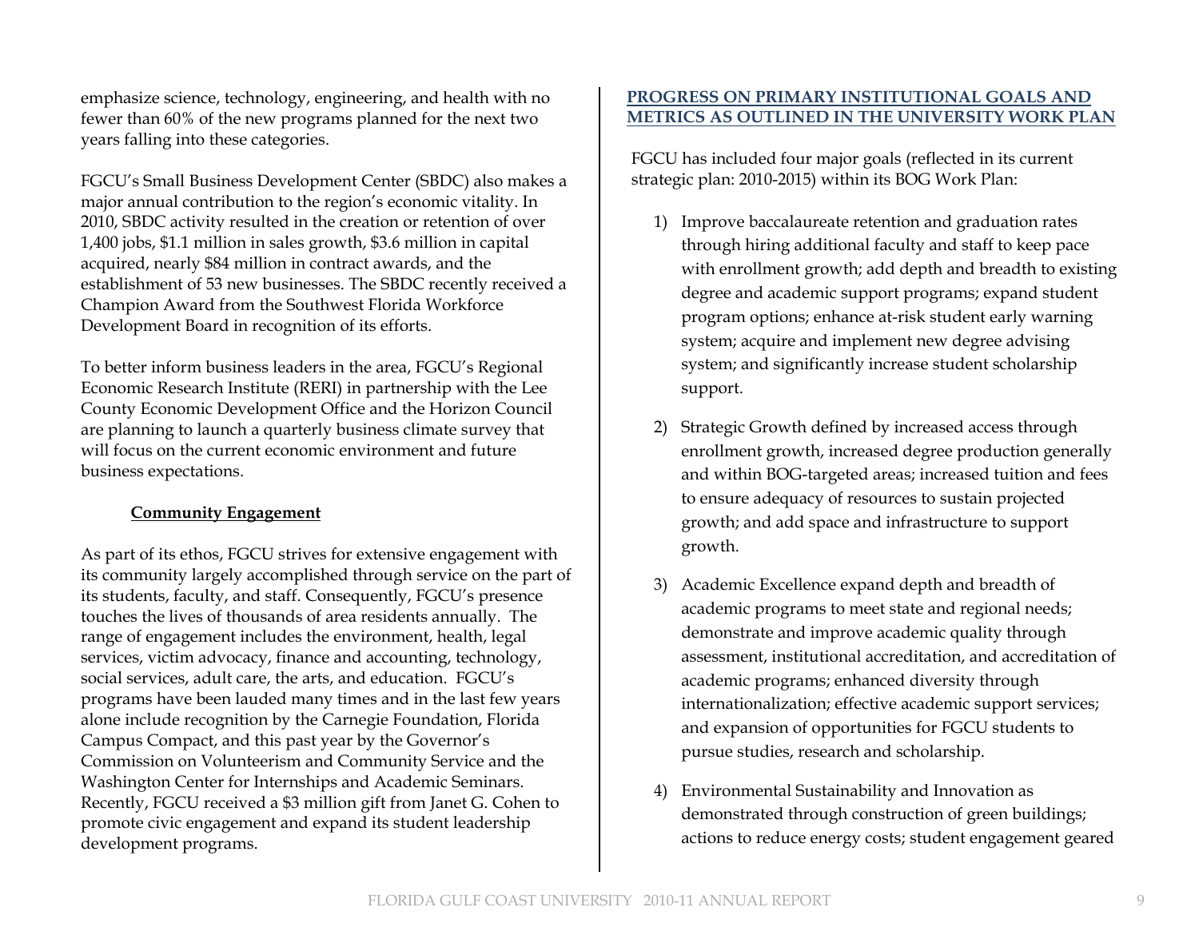emphasize science, technology, engineering, and health with no fewer than 60% of the new programs planned for the next two years falling into these categories.

FGCU's Small Business Development Center (SBDC) also makes a major annual contribution to the region's economic vitality. In 2010, SBDC activity resulted in the creation or retention of over 1,400 jobs, $1.1 million in sales growth, $3.6 million in capital acquired, nearly $84 million in contract awards, and the establishment of 53 new businesses. The SBDC recently received a Champion Award from the Southwest Florida Workforce Development Board in recognition of its efforts.

To better inform business leaders in the area, FGCU's Regional Economic Research Institute (RERI) in partnership with the Lee County Economic Development Office and the Horizon Council are planning to launch a quarterly business climate survey that will focus on the current economic environment and future business expectations.

### Community Engagement

As part of its ethos, FGCU strives for extensive engagement with its community largely accomplished through service on the part of its students, faculty, and staff. Consequently, FGCU's presence touches the lives of thousands of area residents annually. The range of engagement includes the environment, health, legal services, victim advocacy, finance and accounting, technology, social services, adult care, the arts, and education. FGCU's programs have been lauded many times and in the last few years alone include recognition by the Carnegie Foundation, Florida Campus Compact, and this past year by the Governor's Commission on Volunteerism and Community Service and the Washington Center for Internships and Academic Seminars. Recently, FGCU received a $3 million gift from Janet G. Cohen to promote civic engagement and expand its student leadership development programs.

## PROGRESS ON PRIMARY INSTITUTIONAL GOALS AND METRICS AS OUTLINED IN THE UNIVERSITY WORK PLAN

FGCU has included four major goals (reflected in its current strategic plan: 2010-2015) within its BOG Work Plan:

1) Improve baccalaureate retention and graduation rates through hiring additional faculty and staff to keep pace with enrollment growth; add depth and breadth to existing degree and academic support programs; expand student program options; enhance at-risk student early warning system; acquire and implement new degree advising system; and significantly increase student scholarship support.

2) Strategic Growth defined by increased access through enrollment growth, increased degree production generally and within BOG-targeted areas; increased tuition and fees to ensure adequacy of resources to sustain projected growth; and add space and infrastructure to support growth.

3) Academic Excellence expand depth and breadth of academic programs to meet state and regional needs; demonstrate and improve academic quality through assessment, institutional accreditation, and accreditation of academic programs; enhanced diversity through internationalization; effective academic support services; and expansion of opportunities for FGCU students to pursue studies, research and scholarship.

4) Environmental Sustainability and Innovation as demonstrated through construction of green buildings; actions to reduce energy costs; student engagement geared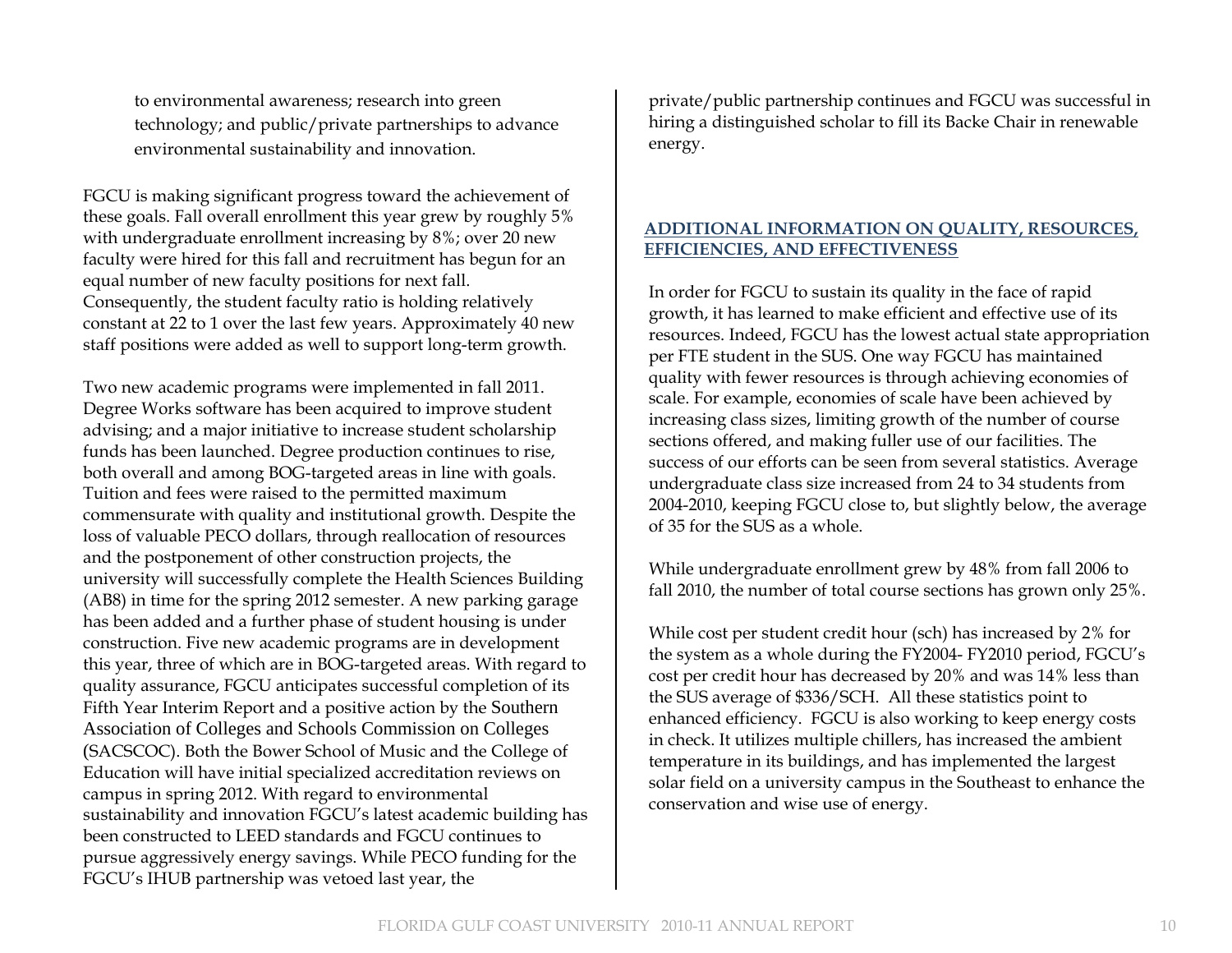to environmental awareness; research into green technology; and public/private partnerships to advance environmental sustainability and innovation.

FGCU is making significant progress toward the achievement of these goals. Fall overall enrollment this year grew by roughly 5% with undergraduate enrollment increasing by 8%; over 20 new faculty were hired for this fall and recruitment has begun for an equal number of new faculty positions for next fall. Consequently, the student faculty ratio is holding relatively constant at 22 to 1 over the last few years. Approximately 40 new staff positions were added as well to support long-term growth.

Two new academic programs were implemented in fall 2011. Degree Works software has been acquired to improve student advising; and a major initiative to increase student scholarship funds has been launched. Degree production continues to rise, both overall and among BOG-targeted areas in line with goals. Tuition and fees were raised to the permitted maximum commensurate with quality and institutional growth. Despite the loss of valuable PECO dollars, through reallocation of resources and the postponement of other construction projects, the university will successfully complete the Health Sciences Building (AB8) in time for the spring 2012 semester. A new parking garage has been added and a further phase of student housing is under construction. Five new academic programs are in development this year, three of which are in BOG-targeted areas. With regard to quality assurance, FGCU anticipates successful completion of its Fifth Year Interim Report and a positive action by the Southern Association of Colleges and Schools Commission on Colleges (SACSCOC). Both the Bower School of Music and the College of Education will have initial specialized accreditation reviews on campus in spring 2012. With regard to environmental sustainability and innovation FGCU's latest academic building has been constructed to LEED standards and FGCU continues to pursue aggressively energy savings. While PECO funding for the FGCU's IHUB partnership was vetoed last year, the private/public partnership continues and FGCU was successful in hiring a distinguished scholar to fill its Backe Chair in renewable energy.

## ADDITIONAL INFORMATION ON QUALITY, RESOURCES, EFFICIENCIES, AND EFFECTIVENESS

In order for FGCU to sustain its quality in the face of rapid growth, it has learned to make efficient and effective use of its resources. Indeed, FGCU has the lowest actual state appropriation per FTE student in the SUS. One way FGCU has maintained quality with fewer resources is through achieving economies of scale. For example, economies of scale have been achieved by increasing class sizes, limiting growth of the number of course sections offered, and making fuller use of our facilities. The success of our efforts can be seen from several statistics. Average undergraduate class size increased from 24 to 34 students from 2004-2010, keeping FGCU close to, but slightly below, the average of 35 for the SUS as a whole.

While undergraduate enrollment grew by 48% from fall 2006 to fall 2010, the number of total course sections has grown only 25%.

While cost per student credit hour (sch) has increased by 2% for the system as a whole during the FY2004- FY2010 period, FGCU's cost per credit hour has decreased by 20% and was 14% less than the SUS average of $336/SCH. All these statistics point to enhanced efficiency. FGCU is also working to keep energy costs in check. It utilizes multiple chillers, has increased the ambient temperature in its buildings, and has implemented the largest solar field on a university campus in the Southeast to enhance the conservation and wise use of energy.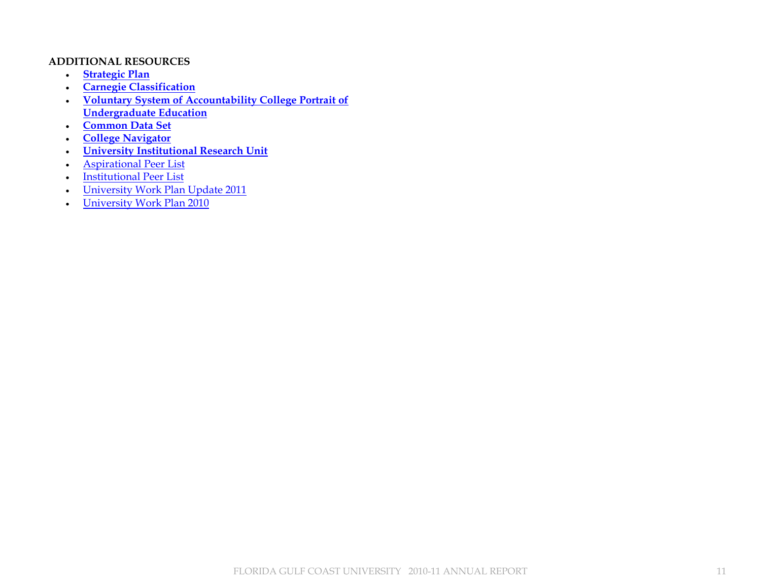**ADDITIONAL RESOURCES**

- **Strategic Plan**
- **Carnegie Classification**
- **Voluntary System of Accountability College Portrait of Undergraduate Education**
- **Common Data Set**
- **College Navigator**
- **University Institutional Research Unit**
- Aspirational Peer List
- Institutional Peer List
- University Work Plan Update 2011
- University Work Plan 2010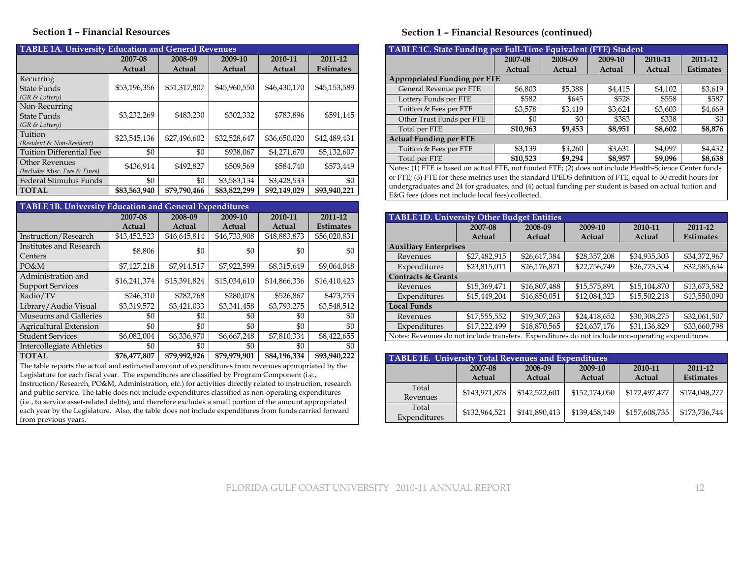### Section 1 – Financial Resources

| TABLE 1A. University Education and General Revenues | 2007-08 Actual | 2008-09 Actual | 2009-10 Actual | 2010-11 Actual | 2011-12 Estimates |
|---|---|---|---|---|---|
| Recurring State Funds *(GR & Lottery)* | $53,196,356 | $51,317,807 | $45,960,550 | $46,430,170 | $45,153,589 |
| Non-Recurring State Funds *(GR & Lottery)* | $3,232,269 | $483,230 | $302,332 | $783,896 | $591,145 |
| Tuition *(Resident & Non-Resident)* | $23,545,136 | $27,496,602 | $32,528,647 | $36,650,020 | $42,489,431 |
| Tuition Differential Fee | $0 | $0 | $938,067 | $4,271,670 | $5,132,607 |
| Other Revenues *(Includes Misc. Fees & Fines)* | $436,914 | $492,827 | $509,569 | $584,740 | $573,449 |
| Federal Stimulus Funds | $0 | $0 | $3,583,134 | $3,428,533 | $0 |
| **TOTAL** | **$83,563,940** | **$79,790,466** | **$83,822,299** | **$92,149,029** | **$93,940,221** |

| TABLE 1B. University Education and General Expenditures | 2007-08 Actual | 2008-09 Actual | 2009-10 Actual | 2010-11 Actual | 2011-12 Estimates |
|---|---|---|---|---|---|
| Instruction/Research | $43,452,523 | $46,645,814 | $46,733,908 | $48,883,873 | $56,020,831 |
| Institutes and Research Centers | $8,806 | $0 | $0 | $0 | $0 |
| PO&M | $7,127,218 | $7,914,517 | $7,922,599 | $8,315,649 | $9,064,048 |
| Administration and Support Services | $16,241,374 | $15,391,824 | $15,034,610 | $14,866,336 | $16,410,423 |
| Radio/TV | $246,310 | $282,768 | $280,078 | $526,867 | $473,753 |
| Library/Audio Visual | $3,319,572 | $3,421,033 | $3,341,458 | $3,793,275 | $3,548,512 |
| Museums and Galleries | $0 | $0 | $0 | $0 | $0 |
| Agricultural Extension | $0 | $0 | $0 | $0 | $0 |
| Student Services | $6,082,004 | $6,336,970 | $6,667,248 | $7,810,334 | $8,422,655 |
| Intercollegiate Athletics | $0 | $0 | $0 | $0 | $0 |
| **TOTAL** | **$76,477,807** | **$79,992,926** | **$79,979,901** | **$84,196,334** | **$93,940,222** |

The table reports the actual and estimated amount of expenditures from revenues appropriated by the Legislature for each fiscal year. The expenditures are classified by Program Component (i.e., Instruction/Research, PO&M, Administration, etc.) for activities directly related to instruction, research and public service. The table does not include expenditures classified as non-operating expenditures (i.e., to service asset-related debts), and therefore excludes a small portion of the amount appropriated each year by the Legislature. Also, the table does not include expenditures from funds carried forward from previous years.

### Section 1 – Financial Resources (continued)

| TABLE 1C. State Funding per Full-Time Equivalent (FTE) Student | 2007-08 Actual | 2008-09 Actual | 2009-10 Actual | 2010-11 Actual | 2011-12 Estimates |
|---|---|---|---|---|---|
| **Appropriated Funding per FTE** | | | | | |
| General Revenue per FTE | $6,803 | $5,388 | $4,415 | $4,102 | $3,619 |
| Lottery Funds per FTE | $582 | $645 | $528 | $558 | $587 |
| Tuition & Fees per FTE | $3,578 | $3,419 | $3,624 | $3,603 | $4,669 |
| Other Trust Funds per FTE | $0 | $0 | $383 | $338 | $0 |
| Total per FTE | **$10,963** | **$9,453** | **$8,951** | **$8,602** | **$8,876** |
| **Actual Funding per FTE** | | | | | |
| Tuition & Fees per FTE | $3,139 | $3,260 | $3,631 | $4,097 | $4,432 |
| Total per FTE | **$10,523** | **$9,294** | **$8,957** | **$9,096** | **$8,638** |

Notes: (1) FTE is based on actual FTE, not funded FTE; (2) does not include Health-Science Center funds or FTE; (3) FTE for these metrics uses the standard IPEDS definition of FTE, equal to 30 credit hours for undergraduates and 24 for graduates; and (4) actual funding per student is based on actual tuition and E&G fees (does not include local fees) collected.

| TABLE 1D. University Other Budget Entities | 2007-08 Actual | 2008-09 Actual | 2009-10 Actual | 2010-11 Actual | 2011-12 Estimates |
|---|---|---|---|---|---|
| **Auxiliary Enterprises** | | | | | |
| Revenues | $27,482,915 | $26,617,384 | $28,357,208 | $34,935,303 | $34,372,967 |
| Expenditures | $23,815,011 | $26,176,871 | $22,756,749 | $26,773,354 | $32,585,634 |
| **Contracts & Grants** | | | | | |
| Revenues | $15,369,471 | $16,807,488 | $15,575,891 | $15,104,870 | $13,673,582 |
| Expenditures | $15,449,204 | $16,850,051 | $12,084,323 | $15,502,218 | $13,550,090 |
| **Local Funds** | | | | | |
| Revenues | $17,555,552 | $19,307,263 | $24,418,652 | $30,308,275 | $32,061,507 |
| Expenditures | $17,222,499 | $18,870,565 | $24,637,176 | $31,136,829 | $33,660,798 |

Notes: Revenues do not include transfers. Expenditures do not include non-operating expenditures.

| TABLE 1E. University Total Revenues and Expenditures | 2007-08 Actual | 2008-09 Actual | 2009-10 Actual | 2010-11 Actual | 2011-12 Estimates |
|---|---|---|---|---|---|
| Total Revenues | $143,971,878 | $142,522,601 | $152,174,050 | $172,497,477 | $174,048,277 |
| Total Expenditures | $132,964,521 | $141,890,413 | $139,458,149 | $157,608,735 | $173,736,744 |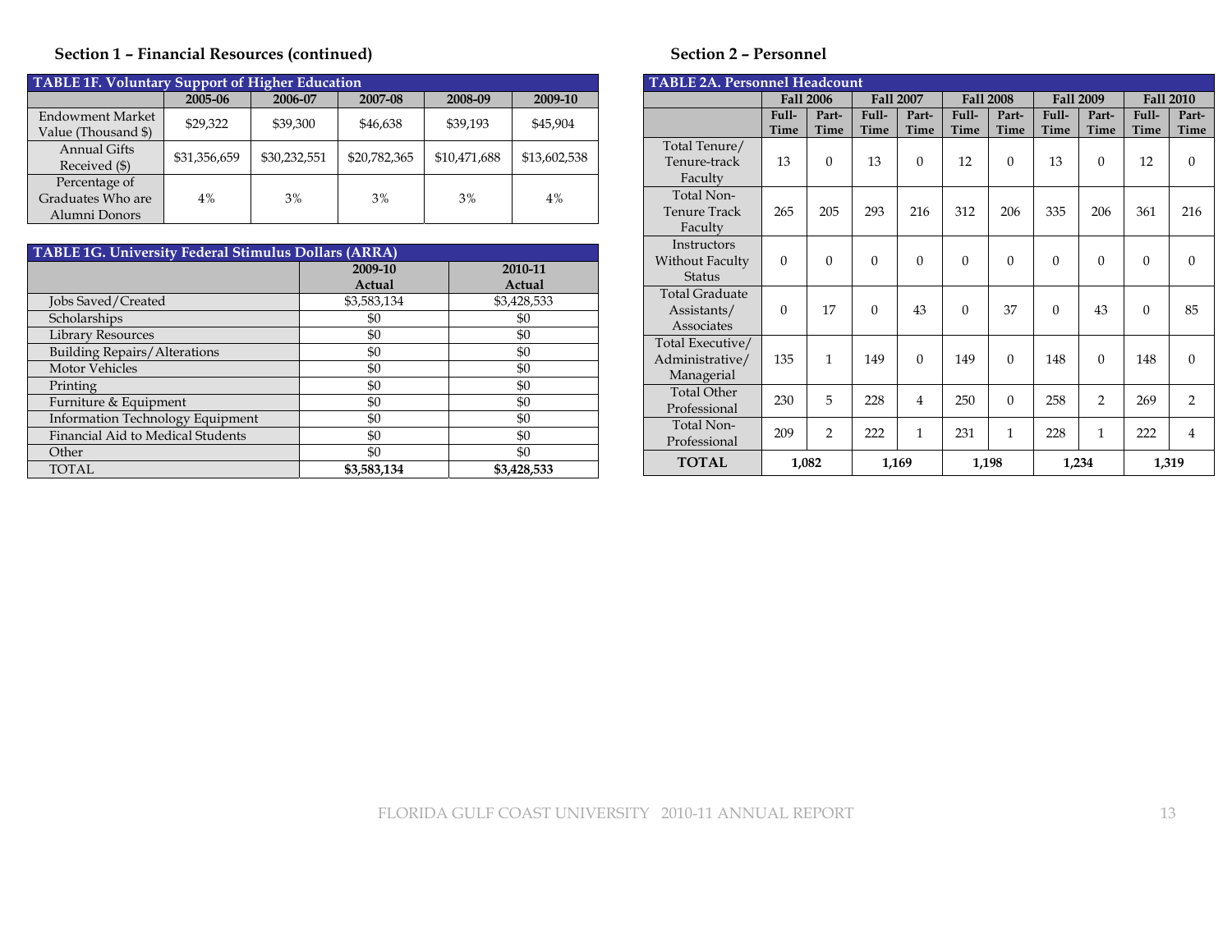## Section 1 – Financial Resources (continued)

| TABLE 1F. Voluntary Support of Higher Education | | | | | |
|---|---|---|---|---|---|
| | 2005-06 | 2006-07 | 2007-08 | 2008-09 | 2009-10 |
| Endowment Market Value (Thousand $) | $29,322 | $39,300 | $46,638 | $39,193 | $45,904 |
| Annual Gifts Received ($) | $31,356,659 | $30,232,551 | $20,782,365 | $10,471,688 | $13,602,538 |
| Percentage of Graduates Who are Alumni Donors | 4% | 3% | 3% | 3% | 4% |

| TABLE 1G. University Federal Stimulus Dollars (ARRA) | | |
|---|---|---|
| | 2009-10 Actual | 2010-11 Actual |
| Jobs Saved/Created | $3,583,134 | $3,428,533 |
| Scholarships | $0 | $0 |
| Library Resources | $0 | $0 |
| Building Repairs/Alterations | $0 | $0 |
| Motor Vehicles | $0 | $0 |
| Printing | $0 | $0 |
| Furniture & Equipment | $0 | $0 |
| Information Technology Equipment | $0 | $0 |
| Financial Aid to Medical Students | $0 | $0 |
| Other | $0 | $0 |
| TOTAL | **$3,583,134** | **$3,428,533** |

## Section 2 – Personnel

| TABLE 2A. Personnel Headcount | | | | | | | | | | |
|---|---|---|---|---|---|---|---|---|---|---|
| | Fall 2006 | | Fall 2007 | | Fall 2008 | | Fall 2009 | | Fall 2010 | |
| | Full-Time | Part-Time | Full-Time | Part-Time | Full-Time | Part-Time | Full-Time | Part-Time | Full-Time | Part-Time |
| Total Tenure/ Tenure-track Faculty | 13 | 0 | 13 | 0 | 12 | 0 | 13 | 0 | 12 | 0 |
| Total Non-Tenure Track Faculty | 265 | 205 | 293 | 216 | 312 | 206 | 335 | 206 | 361 | 216 |
| Instructors Without Faculty Status | 0 | 0 | 0 | 0 | 0 | 0 | 0 | 0 | 0 | 0 |
| Total Graduate Assistants/ Associates | 0 | 17 | 0 | 43 | 0 | 37 | 0 | 43 | 0 | 85 |
| Total Executive/ Administrative/ Managerial | 135 | 1 | 149 | 0 | 149 | 0 | 148 | 0 | 148 | 0 |
| Total Other Professional | 230 | 5 | 228 | 4 | 250 | 0 | 258 | 2 | 269 | 2 |
| Total Non-Professional | 209 | 2 | 222 | 1 | 231 | 1 | 228 | 1 | 222 | 4 |
| **TOTAL** | **1,082** | | **1,169** | | **1,198** | | **1,234** | | **1,319** | |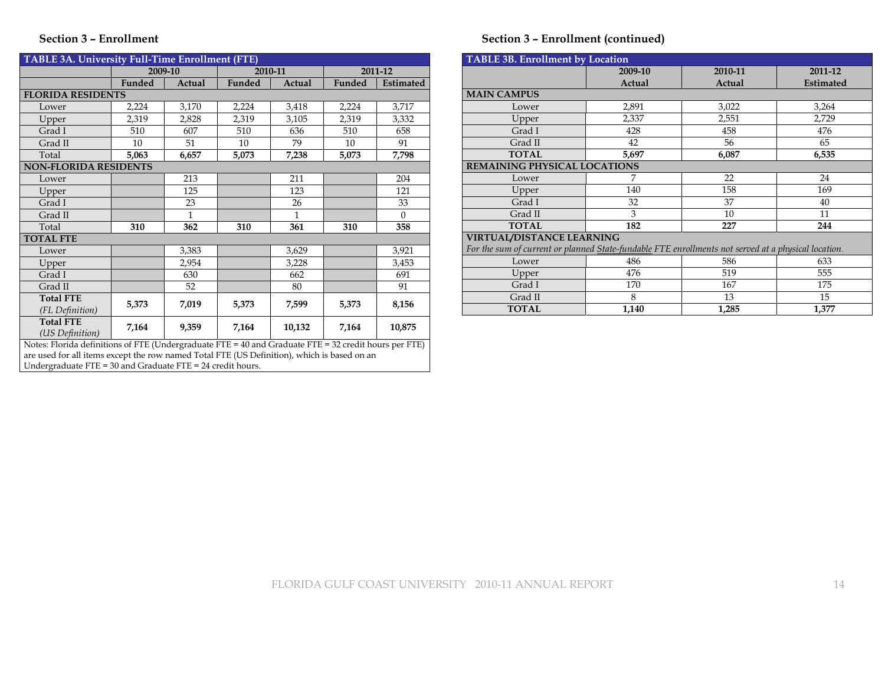### Section 3 – Enrollment

| TABLE 3A. University Full-Time Enrollment (FTE) | | | | | | |
|---|---|---|---|---|---|---|
| | 2009-10 | | 2010-11 | | 2011-12 | |
| | Funded | Actual | Funded | Actual | Funded | Estimated |
| **FLORIDA RESIDENTS** | | | | | | |
| Lower | 2,224 | 3,170 | 2,224 | 3,418 | 2,224 | 3,717 |
| Upper | 2,319 | 2,828 | 2,319 | 3,105 | 2,319 | 3,332 |
| Grad I | 510 | 607 | 510 | 636 | 510 | 658 |
| Grad II | 10 | 51 | 10 | 79 | 10 | 91 |
| Total | **5,063** | **6,657** | **5,073** | **7,238** | **5,073** | **7,798** |
| **NON-FLORIDA RESIDENTS** | | | | | | |
| Lower | | 213 | | 211 | | 204 |
| Upper | | 125 | | 123 | | 121 |
| Grad I | | 23 | | 26 | | 33 |
| Grad II | | 1 | | 1 | | 0 |
| Total | **310** | **362** | **310** | **361** | **310** | **358** |
| **TOTAL FTE** | | | | | | |
| Lower | | 3,383 | | 3,629 | | 3,921 |
| Upper | | 2,954 | | 3,228 | | 3,453 |
| Grad I | | 630 | | 662 | | 691 |
| Grad II | | 52 | | 80 | | 91 |
| **Total FTE** *(FL Definition)* | **5,373** | **7,019** | **5,373** | **7,599** | **5,373** | **8,156** |
| **Total FTE** *(US Definition)* | **7,164** | **9,359** | **7,164** | **10,132** | **7,164** | **10,875** |

Notes: Florida definitions of FTE (Undergraduate FTE = 40 and Graduate FTE = 32 credit hours per FTE) are used for all items except the row named Total FTE (US Definition), which is based on an Undergraduate FTE = 30 and Graduate FTE = 24 credit hours.

### Section 3 – Enrollment (continued)

| TABLE 3B. Enrollment by Location | | | |
|---|---|---|---|
| | 2009-10 Actual | 2010-11 Actual | 2011-12 Estimated |
| **MAIN CAMPUS** | | | |
| Lower | 2,891 | 3,022 | 3,264 |
| Upper | 2,337 | 2,551 | 2,729 |
| Grad I | 428 | 458 | 476 |
| Grad II | 42 | 56 | 65 |
| **TOTAL** | **5,697** | **6,087** | **6,535** |
| **REMAINING PHYSICAL LOCATIONS** | | | |
| Lower | 7 | 22 | 24 |
| Upper | 140 | 158 | 169 |
| Grad I | 32 | 37 | 40 |
| Grad II | 3 | 10 | 11 |
| **TOTAL** | **182** | **227** | **244** |
| **VIRTUAL/DISTANCE LEARNING** *For the sum of current or planned State-fundable FTE enrollments not served at a physical location.* | | | |
| Lower | 486 | 586 | 633 |
| Upper | 476 | 519 | 555 |
| Grad I | 170 | 167 | 175 |
| Grad II | 8 | 13 | 15 |
| **TOTAL** | **1,140** | **1,285** | **1,377** |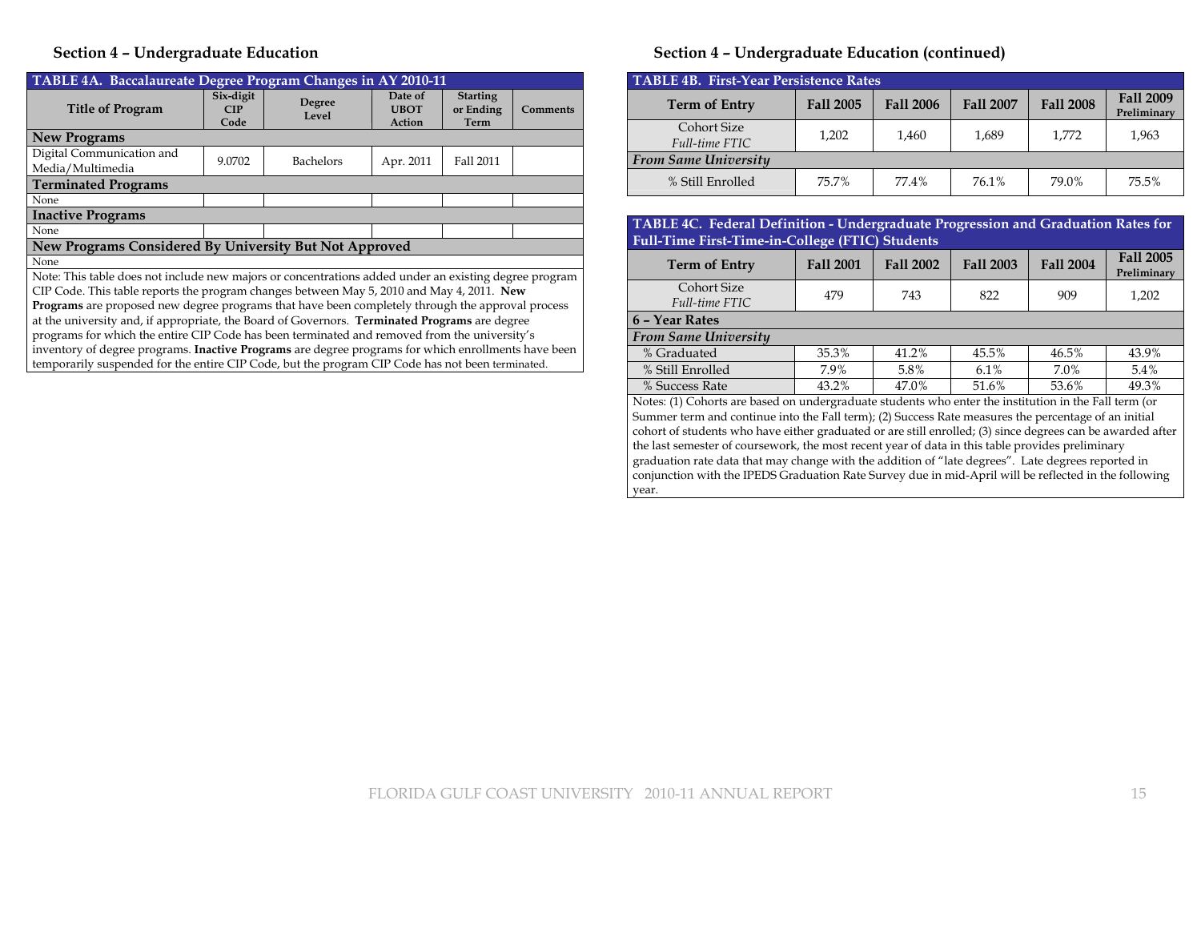## Section 4 – Undergraduate Education

| TABLE 4A. Baccalaureate Degree Program Changes in AY 2010-11 | | | | | |
|---|---|---|---|---|---|
| **Title of Program** | **Six-digit CIP Code** | **Degree Level** | **Date of UBOT Action** | **Starting or Ending Term** | **Comments** |
| **New Programs** | | | | | |
| Digital Communication and Media/Multimedia | 9.0702 | Bachelors | Apr. 2011 | Fall 2011 | |
| **Terminated Programs** | | | | | |
| None | | | | | |
| **Inactive Programs** | | | | | |
| None | | | | | |
| **New Programs Considered By University But Not Approved** | | | | | |
| None | | | | | |

Note: This table does not include new majors or concentrations added under an existing degree program CIP Code. This table reports the program changes between May 5, 2010 and May 4, 2011. **New Programs** are proposed new degree programs that have been completely through the approval process at the university and, if appropriate, the Board of Governors. **Terminated Programs** are degree programs for which the entire CIP Code has been terminated and removed from the university's inventory of degree programs. **Inactive Programs** are degree programs for which enrollments have been temporarily suspended for the entire CIP Code, but the program CIP Code has not been terminated.

## Section 4 – Undergraduate Education (continued)

| TABLE 4B. First-Year Persistence Rates | | | | | |
|---|---|---|---|---|---|
| **Term of Entry** | **Fall 2005** | **Fall 2006** | **Fall 2007** | **Fall 2008** | **Fall 2009 Preliminary** |
| Cohort Size *Full-time FTIC* | 1,202 | 1,460 | 1,689 | 1,772 | 1,963 |
| ***From Same University*** | | | | | |
| % Still Enrolled | 75.7% | 77.4% | 76.1% | 79.0% | 75.5% |

| TABLE 4C. Federal Definition - Undergraduate Progression and Graduation Rates for Full-Time First-Time-in-College (FTIC) Students | | | | | |
|---|---|---|---|---|---|
| **Term of Entry** | **Fall 2001** | **Fall 2002** | **Fall 2003** | **Fall 2004** | **Fall 2005 Preliminary** |
| Cohort Size *Full-time FTIC* | 479 | 743 | 822 | 909 | 1,202 |
| **6 – Year Rates** | | | | | |
| ***From Same University*** | | | | | |
| % Graduated | 35.3% | 41.2% | 45.5% | 46.5% | 43.9% |
| % Still Enrolled | 7.9% | 5.8% | 6.1% | 7.0% | 5.4% |
| % Success Rate | 43.2% | 47.0% | 51.6% | 53.6% | 49.3% |

Notes: (1) Cohorts are based on undergraduate students who enter the institution in the Fall term (or Summer term and continue into the Fall term); (2) Success Rate measures the percentage of an initial cohort of students who have either graduated or are still enrolled; (3) since degrees can be awarded after the last semester of coursework, the most recent year of data in this table provides preliminary graduation rate data that may change with the addition of "late degrees". Late degrees reported in conjunction with the IPEDS Graduation Rate Survey due in mid-April will be reflected in the following year.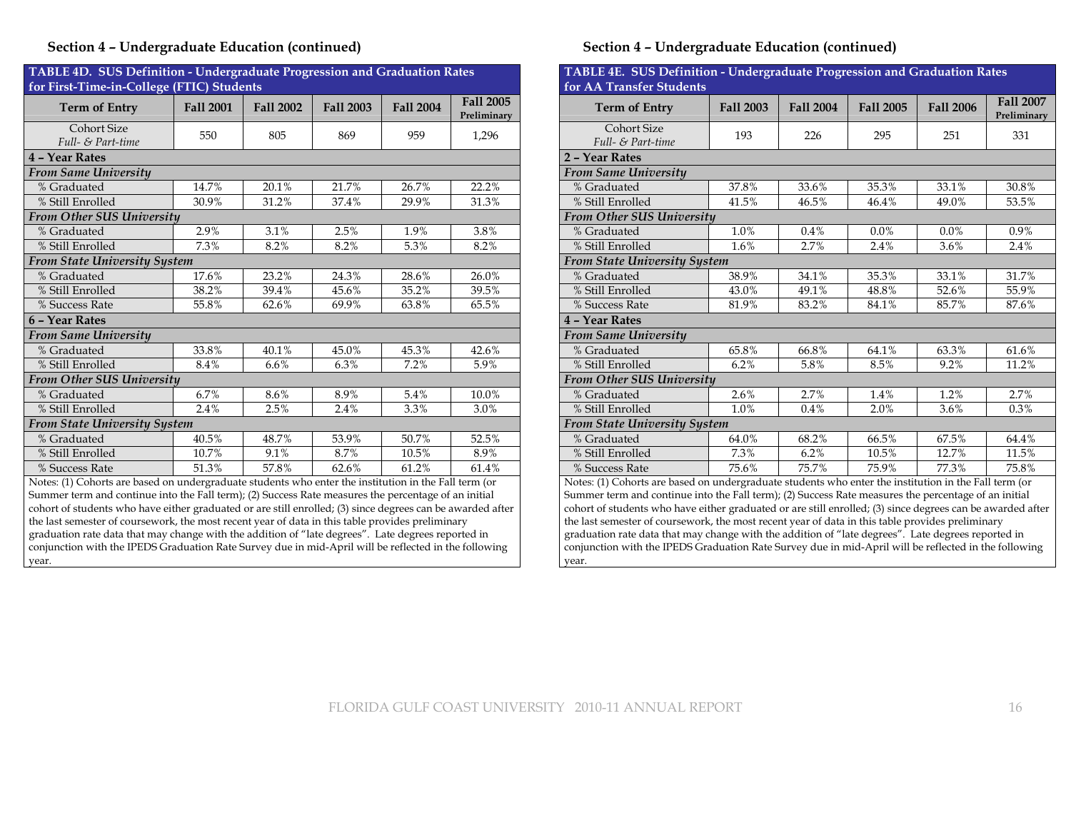## Section 4 – Undergraduate Education (continued)

**TABLE 4D. SUS Definition - Undergraduate Progression and Graduation Rates for First-Time-in-College (FTIC) Students**

| Term of Entry | Fall 2001 | Fall 2002 | Fall 2003 | Fall 2004 | Fall 2005 Preliminary |
|---|---|---|---|---|---|
| Cohort Size *Full- & Part-time* | 550 | 805 | 869 | 959 | 1,296 |
| **4 – Year Rates** | | | | | |
| ***From Same University*** | | | | | |
| % Graduated | 14.7% | 20.1% | 21.7% | 26.7% | 22.2% |
| % Still Enrolled | 30.9% | 31.2% | 37.4% | 29.9% | 31.3% |
| ***From Other SUS University*** | | | | | |
| % Graduated | 2.9% | 3.1% | 2.5% | 1.9% | 3.8% |
| % Still Enrolled | 7.3% | 8.2% | 8.2% | 5.3% | 8.2% |
| ***From State University System*** | | | | | |
| % Graduated | 17.6% | 23.2% | 24.3% | 28.6% | 26.0% |
| % Still Enrolled | 38.2% | 39.4% | 45.6% | 35.2% | 39.5% |
| % Success Rate | 55.8% | 62.6% | 69.9% | 63.8% | 65.5% |
| **6 – Year Rates** | | | | | |
| ***From Same University*** | | | | | |
| % Graduated | 33.8% | 40.1% | 45.0% | 45.3% | 42.6% |
| % Still Enrolled | 8.4% | 6.6% | 6.3% | 7.2% | 5.9% |
| ***From Other SUS University*** | | | | | |
| % Graduated | 6.7% | 8.6% | 8.9% | 5.4% | 10.0% |
| % Still Enrolled | 2.4% | 2.5% | 2.4% | 3.3% | 3.0% |
| ***From State University System*** | | | | | |
| % Graduated | 40.5% | 48.7% | 53.9% | 50.7% | 52.5% |
| % Still Enrolled | 10.7% | 9.1% | 8.7% | 10.5% | 8.9% |
| % Success Rate | 51.3% | 57.8% | 62.6% | 61.2% | 61.4% |

Notes: (1) Cohorts are based on undergraduate students who enter the institution in the Fall term (or Summer term and continue into the Fall term); (2) Success Rate measures the percentage of an initial cohort of students who have either graduated or are still enrolled; (3) since degrees can be awarded after the last semester of coursework, the most recent year of data in this table provides preliminary graduation rate data that may change with the addition of "late degrees". Late degrees reported in conjunction with the IPEDS Graduation Rate Survey due in mid-April will be reflected in the following year.

## Section 4 – Undergraduate Education (continued)

**TABLE 4E. SUS Definition - Undergraduate Progression and Graduation Rates for AA Transfer Students**

| Term of Entry | Fall 2003 | Fall 2004 | Fall 2005 | Fall 2006 | Fall 2007 Preliminary |
|---|---|---|---|---|---|
| Cohort Size *Full- & Part-time* | 193 | 226 | 295 | 251 | 331 |
| **2 – Year Rates** | | | | | |
| ***From Same University*** | | | | | |
| % Graduated | 37.8% | 33.6% | 35.3% | 33.1% | 30.8% |
| % Still Enrolled | 41.5% | 46.5% | 46.4% | 49.0% | 53.5% |
| ***From Other SUS University*** | | | | | |
| % Graduated | 1.0% | 0.4% | 0.0% | 0.0% | 0.9% |
| % Still Enrolled | 1.6% | 2.7% | 2.4% | 3.6% | 2.4% |
| ***From State University System*** | | | | | |
| % Graduated | 38.9% | 34.1% | 35.3% | 33.1% | 31.7% |
| % Still Enrolled | 43.0% | 49.1% | 48.8% | 52.6% | 55.9% |
| % Success Rate | 81.9% | 83.2% | 84.1% | 85.7% | 87.6% |
| **4 – Year Rates** | | | | | |
| ***From Same University*** | | | | | |
| % Graduated | 65.8% | 66.8% | 64.1% | 63.3% | 61.6% |
| % Still Enrolled | 6.2% | 5.8% | 8.5% | 9.2% | 11.2% |
| ***From Other SUS University*** | | | | | |
| % Graduated | 2.6% | 2.7% | 1.4% | 1.2% | 2.7% |
| % Still Enrolled | 1.0% | 0.4% | 2.0% | 3.6% | 0.3% |
| ***From State University System*** | | | | | |
| % Graduated | 64.0% | 68.2% | 66.5% | 67.5% | 64.4% |
| % Still Enrolled | 7.3% | 6.2% | 10.5% | 12.7% | 11.5% |
| % Success Rate | 75.6% | 75.7% | 75.9% | 77.3% | 75.8% |

Notes: (1) Cohorts are based on undergraduate students who enter the institution in the Fall term (or Summer term and continue into the Fall term); (2) Success Rate measures the percentage of an initial cohort of students who have either graduated or are still enrolled; (3) since degrees can be awarded after the last semester of coursework, the most recent year of data in this table provides preliminary graduation rate data that may change with the addition of "late degrees". Late degrees reported in conjunction with the IPEDS Graduation Rate Survey due in mid-April will be reflected in the following year.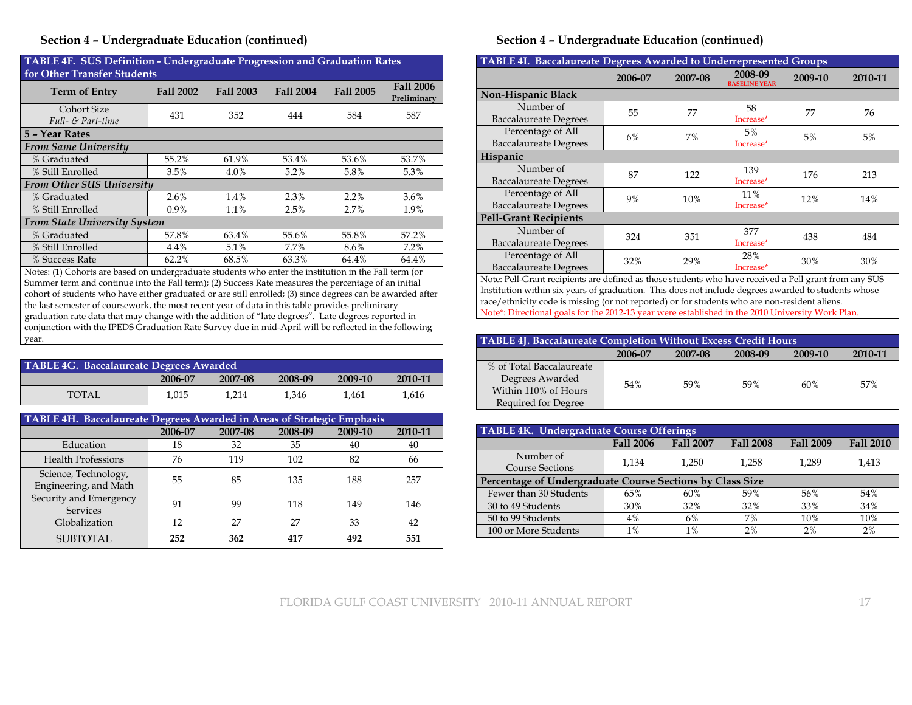## Section 4 – Undergraduate Education (continued)

**TABLE 4F. SUS Definition - Undergraduate Progression and Graduation Rates for Other Transfer Students**

| Term of Entry | Fall 2002 | Fall 2003 | Fall 2004 | Fall 2005 | Fall 2006 Preliminary |
|---|---|---|---|---|---|
| Cohort Size *Full- & Part-time* | 431 | 352 | 444 | 584 | 587 |
| **5 – Year Rates** | | | | | |
| ***From Same University*** | | | | | |
| % Graduated | 55.2% | 61.9% | 53.4% | 53.6% | 53.7% |
| % Still Enrolled | 3.5% | 4.0% | 5.2% | 5.8% | 5.3% |
| ***From Other SUS University*** | | | | | |
| % Graduated | 2.6% | 1.4% | 2.3% | 2.2% | 3.6% |
| % Still Enrolled | 0.9% | 1.1% | 2.5% | 2.7% | 1.9% |
| ***From State University System*** | | | | | |
| % Graduated | 57.8% | 63.4% | 55.6% | 55.8% | 57.2% |
| % Still Enrolled | 4.4% | 5.1% | 7.7% | 8.6% | 7.2% |
| % Success Rate | 62.2% | 68.5% | 63.3% | 64.4% | 64.4% |

Notes: (1) Cohorts are based on undergraduate students who enter the institution in the Fall term (or Summer term and continue into the Fall term); (2) Success Rate measures the percentage of an initial cohort of students who have either graduated or are still enrolled; (3) since degrees can be awarded after the last semester of coursework, the most recent year of data in this table provides preliminary graduation rate data that may change with the addition of "late degrees". Late degrees reported in conjunction with the IPEDS Graduation Rate Survey due in mid-April will be reflected in the following year.

**TABLE 4G. Baccalaureate Degrees Awarded**

| | 2006-07 | 2007-08 | 2008-09 | 2009-10 | 2010-11 |
|---|---|---|---|---|---|
| TOTAL | 1,015 | 1,214 | 1,346 | 1,461 | 1,616 |

**TABLE 4H. Baccalaureate Degrees Awarded in Areas of Strategic Emphasis**

| | 2006-07 | 2007-08 | 2008-09 | 2009-10 | 2010-11 |
|---|---|---|---|---|---|
| Education | 18 | 32 | 35 | 40 | 40 |
| Health Professions | 76 | 119 | 102 | 82 | 66 |
| Science, Technology, Engineering, and Math | 55 | 85 | 135 | 188 | 257 |
| Security and Emergency Services | 91 | 99 | 118 | 149 | 146 |
| Globalization | 12 | 27 | 27 | 33 | 42 |
| SUBTOTAL | **252** | **362** | **417** | **492** | **551** |

**TABLE 4I. Baccalaureate Degrees Awarded to Underrepresented Groups**

| | 2006-07 | 2007-08 | 2008-09 BASELINE YEAR | 2009-10 | 2010-11 |
|---|---|---|---|---|---|
| **Non-Hispanic Black** | | | | | |
| Number of Baccalaureate Degrees | 55 | 77 | 58 Increase* | 77 | 76 |
| Percentage of All Baccalaureate Degrees | 6% | 7% | 5% Increase* | 5% | 5% |
| **Hispanic** | | | | | |
| Number of Baccalaureate Degrees | 87 | 122 | 139 Increase* | 176 | 213 |
| Percentage of All Baccalaureate Degrees | 9% | 10% | 11% Increase* | 12% | 14% |
| **Pell-Grant Recipients** | | | | | |
| Number of Baccalaureate Degrees | 324 | 351 | 377 Increase* | 438 | 484 |
| Percentage of All Baccalaureate Degrees | 32% | 29% | 28% Increase* | 30% | 30% |

Note: Pell-Grant recipients are defined as those students who have received a Pell grant from any SUS Institution within six years of graduation. This does not include degrees awarded to students whose race/ethnicity code is missing (or not reported) or for students who are non-resident aliens.
Note*: Directional goals for the 2012-13 year were established in the 2010 University Work Plan.

**TABLE 4J. Baccalaureate Completion Without Excess Credit Hours**

| | 2006-07 | 2007-08 | 2008-09 | 2009-10 | 2010-11 |
|---|---|---|---|---|---|
| % of Total Baccalaureate Degrees Awarded Within 110% of Hours Required for Degree | 54% | 59% | 59% | 60% | 57% |

**TABLE 4K. Undergraduate Course Offerings**

| | Fall 2006 | Fall 2007 | Fall 2008 | Fall 2009 | Fall 2010 |
|---|---|---|---|---|---|
| Number of Course Sections | 1,134 | 1,250 | 1,258 | 1,289 | 1,413 |
| **Percentage of Undergraduate Course Sections by Class Size** | | | | | |
| Fewer than 30 Students | 65% | 60% | 59% | 56% | 54% |
| 30 to 49 Students | 30% | 32% | 32% | 33% | 34% |
| 50 to 99 Students | 4% | 6% | 7% | 10% | 10% |
| 100 or More Students | 1% | 1% | 2% | 2% | 2% |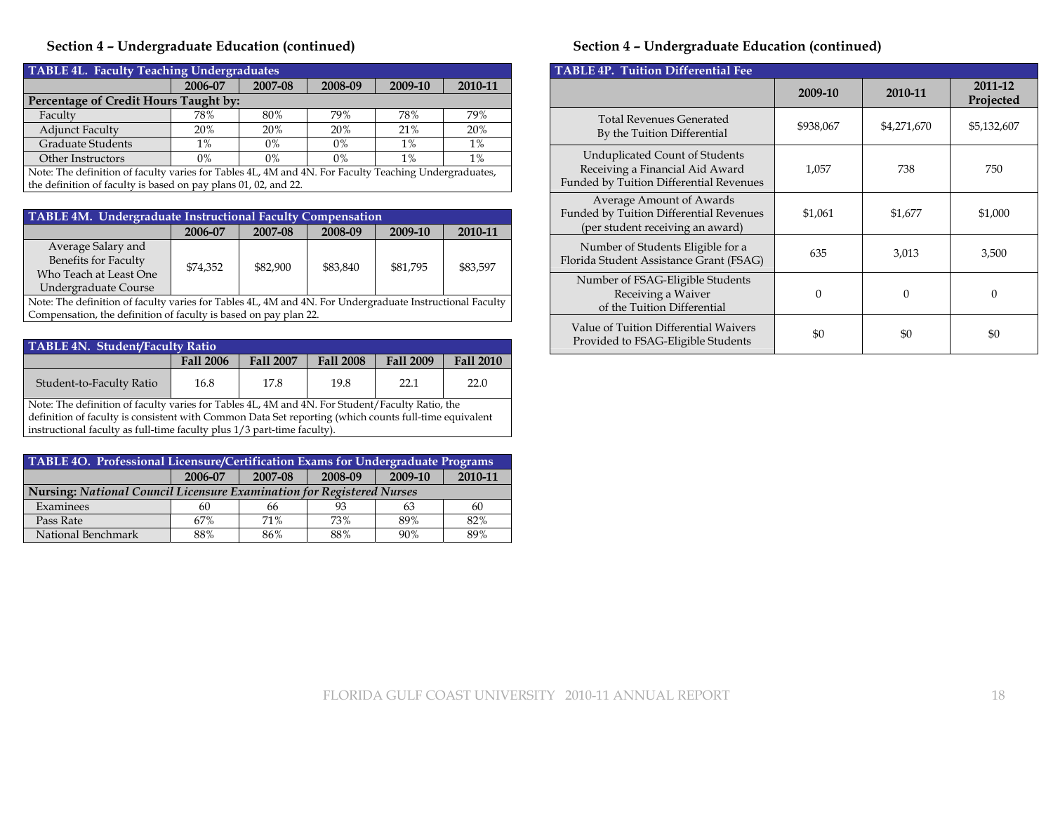## Section 4 – Undergraduate Education (continued)

| TABLE 4L. Faculty Teaching Undergraduates | 2006-07 | 2007-08 | 2008-09 | 2009-10 | 2010-11 |
|---|---|---|---|---|---|
| **Percentage of Credit Hours Taught by:** | | | | | |
| Faculty | 78% | 80% | 79% | 78% | 79% |
| Adjunct Faculty | 20% | 20% | 20% | 21% | 20% |
| Graduate Students | 1% | 0% | 0% | 1% | 1% |
| Other Instructors | 0% | 0% | 0% | 1% | 1% |

Note: The definition of faculty varies for Tables 4L, 4M and 4N. For Faculty Teaching Undergraduates, the definition of faculty is based on pay plans 01, 02, and 22.

| TABLE 4M. Undergraduate Instructional Faculty Compensation | 2006-07 | 2007-08 | 2008-09 | 2009-10 | 2010-11 |
|---|---|---|---|---|---|
| Average Salary and Benefits for Faculty Who Teach at Least One Undergraduate Course | $74,352 | $82,900 | $83,840 | $81,795 | $83,597 |

Note: The definition of faculty varies for Tables 4L, 4M and 4N. For Undergraduate Instructional Faculty Compensation, the definition of faculty is based on pay plan 22.

| TABLE 4N. Student/Faculty Ratio | Fall 2006 | Fall 2007 | Fall 2008 | Fall 2009 | Fall 2010 |
|---|---|---|---|---|---|
| Student-to-Faculty Ratio | 16.8 | 17.8 | 19.8 | 22.1 | 22.0 |

Note: The definition of faculty varies for Tables 4L, 4M and 4N. For Student/Faculty Ratio, the definition of faculty is consistent with Common Data Set reporting (which counts full-time equivalent instructional faculty as full-time faculty plus 1/3 part-time faculty).

| TABLE 4O. Professional Licensure/Certification Exams for Undergraduate Programs | 2006-07 | 2007-08 | 2008-09 | 2009-10 | 2010-11 |
|---|---|---|---|---|---|
| **Nursing:** ***National Council Licensure Examination for Registered Nurses*** | | | | | |
| Examinees | 60 | 66 | 93 | 63 | 60 |
| Pass Rate | 67% | 71% | 73% | 89% | 82% |
| National Benchmark | 88% | 86% | 88% | 90% | 89% |

## Section 4 – Undergraduate Education (continued)

| TABLE 4P. Tuition Differential Fee | 2009-10 | 2010-11 | 2011-12 Projected |
|---|---|---|---|
| Total Revenues Generated By the Tuition Differential | $938,067 | $4,271,670 | $5,132,607 |
| Unduplicated Count of Students Receiving a Financial Aid Award Funded by Tuition Differential Revenues | 1,057 | 738 | 750 |
| Average Amount of Awards Funded by Tuition Differential Revenues (per student receiving an award) | $1,061 | $1,677 | $1,000 |
| Number of Students Eligible for a Florida Student Assistance Grant (FSAG) | 635 | 3,013 | 3,500 |
| Number of FSAG-Eligible Students Receiving a Waiver of the Tuition Differential | 0 | 0 | 0 |
| Value of Tuition Differential Waivers Provided to FSAG-Eligible Students | $0 | $0 | $0 |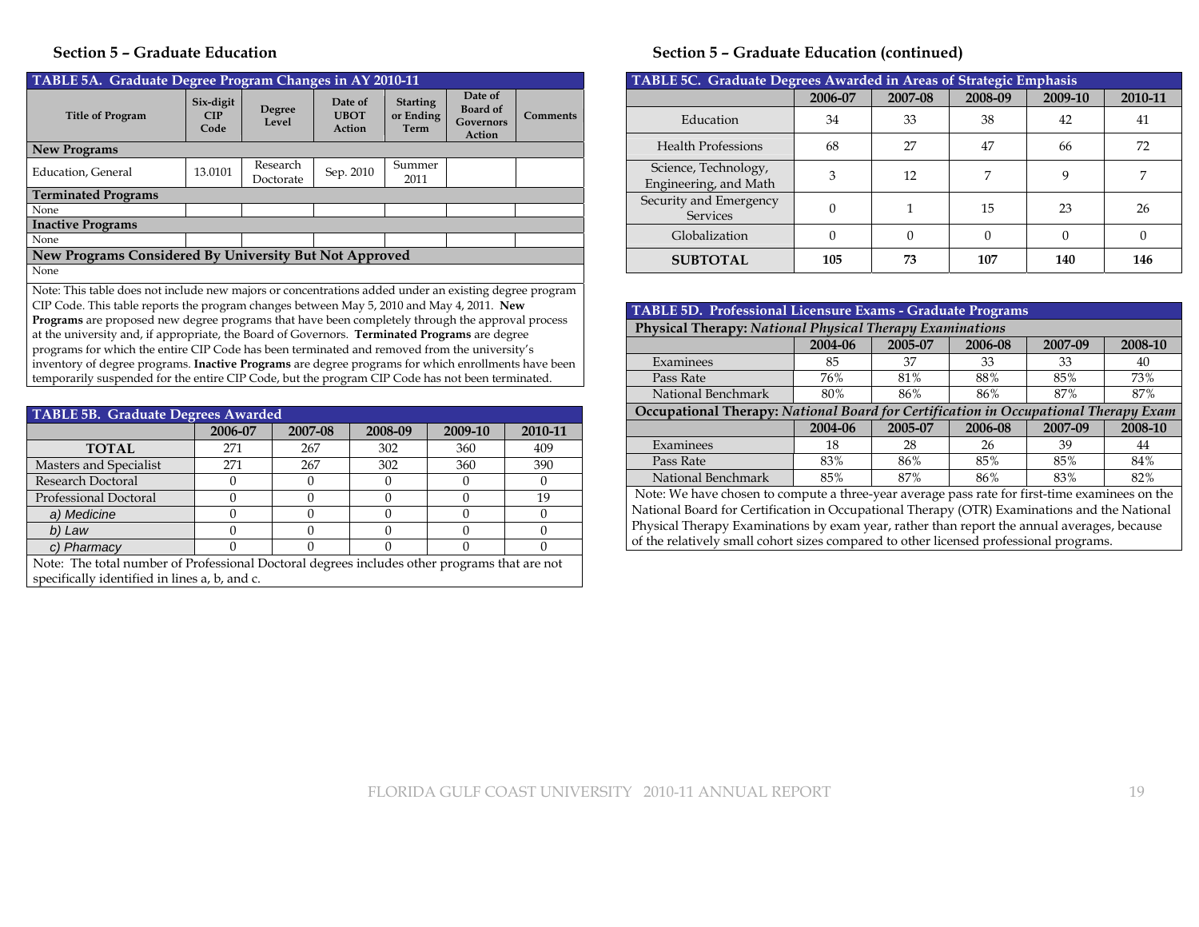## Section 5 – Graduate Education

| TABLE 5A. Graduate Degree Program Changes in AY 2010-11 | | | | | | |
|---|---|---|---|---|---|---|
| **Title of Program** | **Six-digit CIP Code** | **Degree Level** | **Date of UBOT Action** | **Starting or Ending Term** | **Date of Board of Governors Action** | **Comments** |
| **New Programs** | | | | | | |
| Education, General | 13.0101 | Research Doctorate | Sep. 2010 | Summer 2011 | | |
| **Terminated Programs** | | | | | | |
| None | | | | | | |
| **Inactive Programs** | | | | | | |
| None | | | | | | |
| **New Programs Considered By University But Not Approved** | | | | | | |
| None | | | | | | |

Note: This table does not include new majors or concentrations added under an existing degree program CIP Code. This table reports the program changes between May 5, 2010 and May 4, 2011. **New Programs** are proposed new degree programs that have been completely through the approval process at the university and, if appropriate, the Board of Governors. **Terminated Programs** are degree programs for which the entire CIP Code has been terminated and removed from the university's inventory of degree programs. **Inactive Programs** are degree programs for which enrollments have been temporarily suspended for the entire CIP Code, but the program CIP Code has not been terminated.

| TABLE 5B. Graduate Degrees Awarded | 2006-07 | 2007-08 | 2008-09 | 2009-10 | 2010-11 |
|---|---|---|---|---|---|
| **TOTAL** | 271 | 267 | 302 | 360 | 409 |
| Masters and Specialist | 271 | 267 | 302 | 360 | 390 |
| Research Doctoral | 0 | 0 | 0 | 0 | 0 |
| Professional Doctoral | 0 | 0 | 0 | 0 | 19 |
| *a) Medicine* | 0 | 0 | 0 | 0 | 0 |
| *b) Law* | 0 | 0 | 0 | 0 | 0 |
| *c) Pharmacy* | 0 | 0 | 0 | 0 | 0 |

Note: The total number of Professional Doctoral degrees includes other programs that are not specifically identified in lines a, b, and c.

## Section 5 – Graduate Education (continued)

| TABLE 5C. Graduate Degrees Awarded in Areas of Strategic Emphasis | 2006-07 | 2007-08 | 2008-09 | 2009-10 | 2010-11 |
|---|---|---|---|---|---|
| Education | 34 | 33 | 38 | 42 | 41 |
| Health Professions | 68 | 27 | 47 | 66 | 72 |
| Science, Technology, Engineering, and Math | 3 | 12 | 7 | 9 | 7 |
| Security and Emergency Services | 0 | 1 | 15 | 23 | 26 |
| Globalization | 0 | 0 | 0 | 0 | 0 |
| **SUBTOTAL** | **105** | **73** | **107** | **140** | **146** |

| TABLE 5D. Professional Licensure Exams - Graduate Programs | | | | | |
|---|---|---|---|---|---|
| **Physical Therapy:** *National Physical Therapy Examinations* | | | | | |
| | **2004-06** | **2005-07** | **2006-08** | **2007-09** | **2008-10** |
| Examinees | 85 | 37 | 33 | 33 | 40 |
| Pass Rate | 76% | 81% | 88% | 85% | 73% |
| National Benchmark | 80% | 86% | 86% | 87% | 87% |
| **Occupational Therapy:** *National Board for Certification in Occupational Therapy Exam* | | | | | |
| | **2004-06** | **2005-07** | **2006-08** | **2007-09** | **2008-10** |
| Examinees | 18 | 28 | 26 | 39 | 44 |
| Pass Rate | 83% | 86% | 85% | 85% | 84% |
| National Benchmark | 85% | 87% | 86% | 83% | 82% |

Note: We have chosen to compute a three-year average pass rate for first-time examinees on the National Board for Certification in Occupational Therapy (OTR) Examinations and the National Physical Therapy Examinations by exam year, rather than report the annual averages, because of the relatively small cohort sizes compared to other licensed professional programs.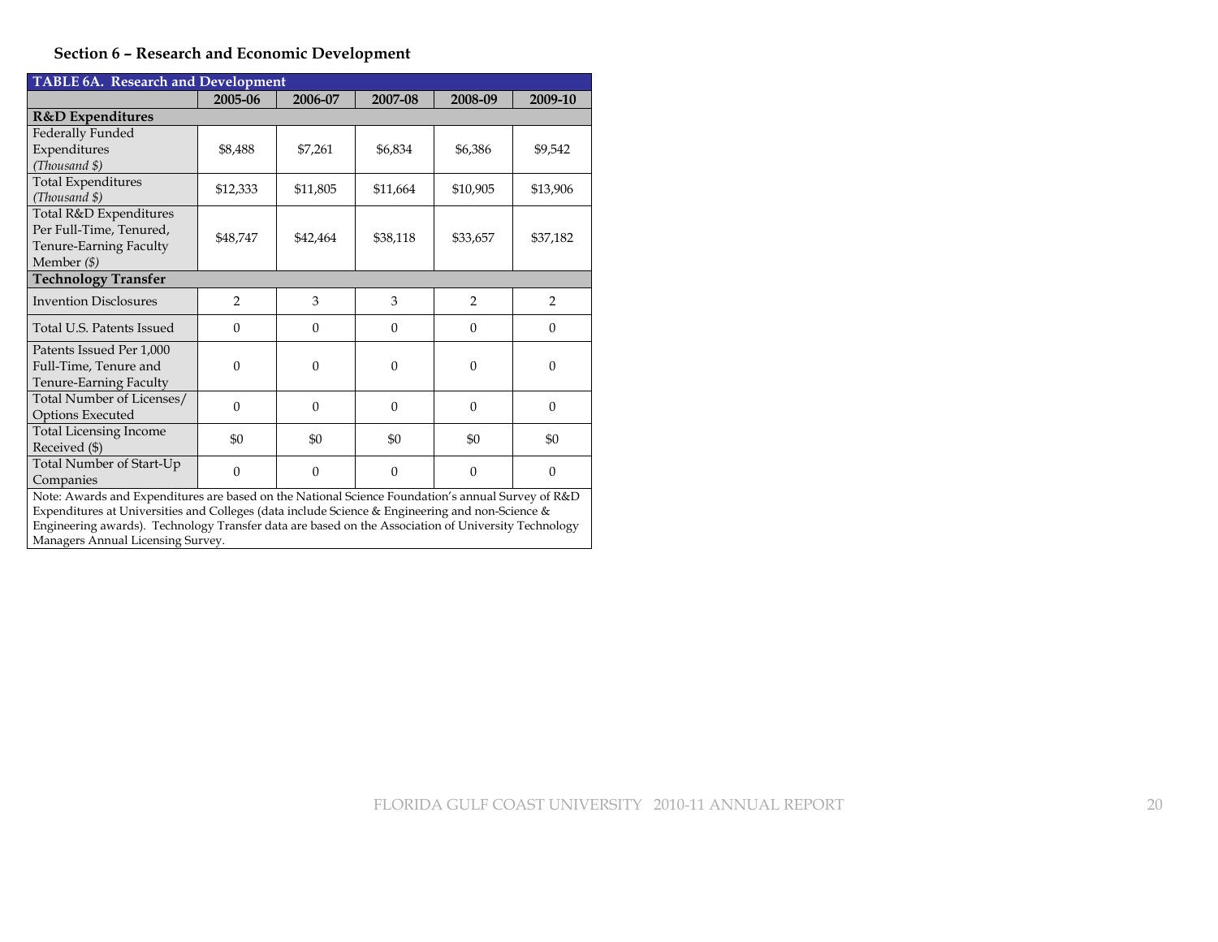## Section 6 – Research and Economic Development

| TABLE 6A. Research and Development | 2005-06 | 2006-07 | 2007-08 | 2008-09 | 2009-10 |
|---|---|---|---|---|---|
| **R&D Expenditures** | | | | | |
| Federally Funded Expenditures *(Thousand $)* | $8,488 | $7,261 | $6,834 | $6,386 | $9,542 |
| Total Expenditures *(Thousand $)* | $12,333 | $11,805 | $11,664 | $10,905 | $13,906 |
| Total R&D Expenditures Per Full-Time, Tenured, Tenure-Earning Faculty Member *($)* | $48,747 | $42,464 | $38,118 | $33,657 | $37,182 |
| **Technology Transfer** | | | | | |
| Invention Disclosures | 2 | 3 | 3 | 2 | 2 |
| Total U.S. Patents Issued | 0 | 0 | 0 | 0 | 0 |
| Patents Issued Per 1,000 Full-Time, Tenure and Tenure-Earning Faculty | 0 | 0 | 0 | 0 | 0 |
| Total Number of Licenses/ Options Executed | 0 | 0 | 0 | 0 | 0 |
| Total Licensing Income Received ($) | $0 | $0 | $0 | $0 | $0 |
| Total Number of Start-Up Companies | 0 | 0 | 0 | 0 | 0 |

Note: Awards and Expenditures are based on the National Science Foundation's annual Survey of R&D Expenditures at Universities and Colleges (data include Science & Engineering and non-Science & Engineering awards). Technology Transfer data are based on the Association of University Technology Managers Annual Licensing Survey.